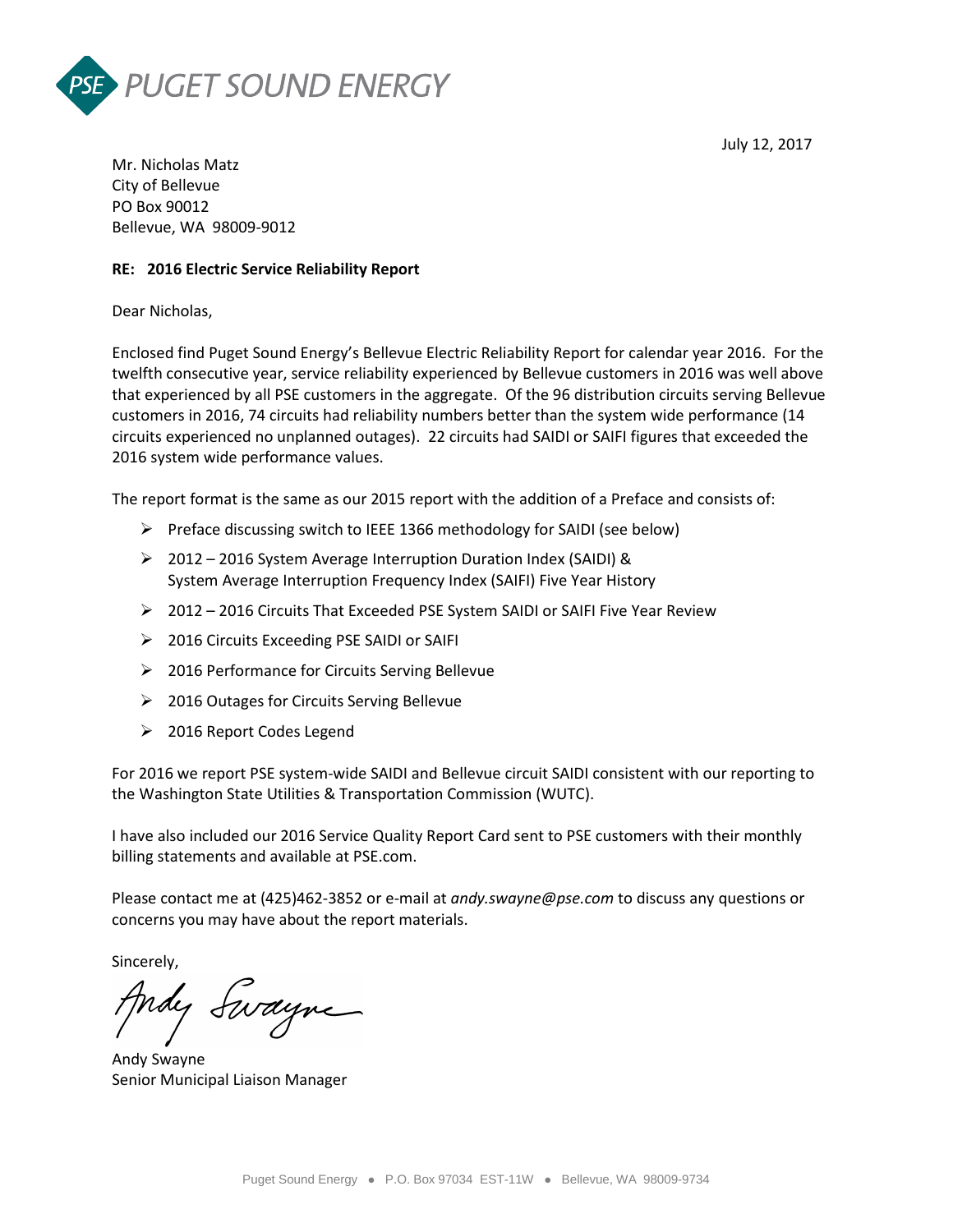PSE PUGET SOUND ENERGY

July 12, 2017

Mr. Nicholas Matz
City of Bellevue
PO Box 90012
Bellevue, WA 98009-9012

**RE: 2016 Electric Service Reliability Report**

Dear Nicholas,

Enclosed find Puget Sound Energy's Bellevue Electric Reliability Report for calendar year 2016. For the twelfth consecutive year, service reliability experienced by Bellevue customers in 2016 was well above that experienced by all PSE customers in the aggregate. Of the 96 distribution circuits serving Bellevue customers in 2016, 74 circuits had reliability numbers better than the system wide performance (14 circuits experienced no unplanned outages). 22 circuits had SAIDI or SAIFI figures that exceeded the 2016 system wide performance values.

The report format is the same as our 2015 report with the addition of a Preface and consists of:

- Preface discussing switch to IEEE 1366 methodology for SAIDI (see below)
- 2012 – 2016 System Average Interruption Duration Index (SAIDI) & System Average Interruption Frequency Index (SAIFI) Five Year History
- 2012 – 2016 Circuits That Exceeded PSE System SAIDI or SAIFI Five Year Review
- 2016 Circuits Exceeding PSE SAIDI or SAIFI
- 2016 Performance for Circuits Serving Bellevue
- 2016 Outages for Circuits Serving Bellevue
- 2016 Report Codes Legend

For 2016 we report PSE system-wide SAIDI and Bellevue circuit SAIDI consistent with our reporting to the Washington State Utilities & Transportation Commission (WUTC).

I have also included our 2016 Service Quality Report Card sent to PSE customers with their monthly billing statements and available at PSE.com.

Please contact me at (425)462-3852 or e-mail at *andy.swayne@pse.com* to discuss any questions or concerns you may have about the report materials.

Sincerely,

Andy Swayne
Senior Municipal Liaison Manager

Puget Sound Energy ● P.O. Box 97034 EST-11W ● Bellevue, WA 98009-9734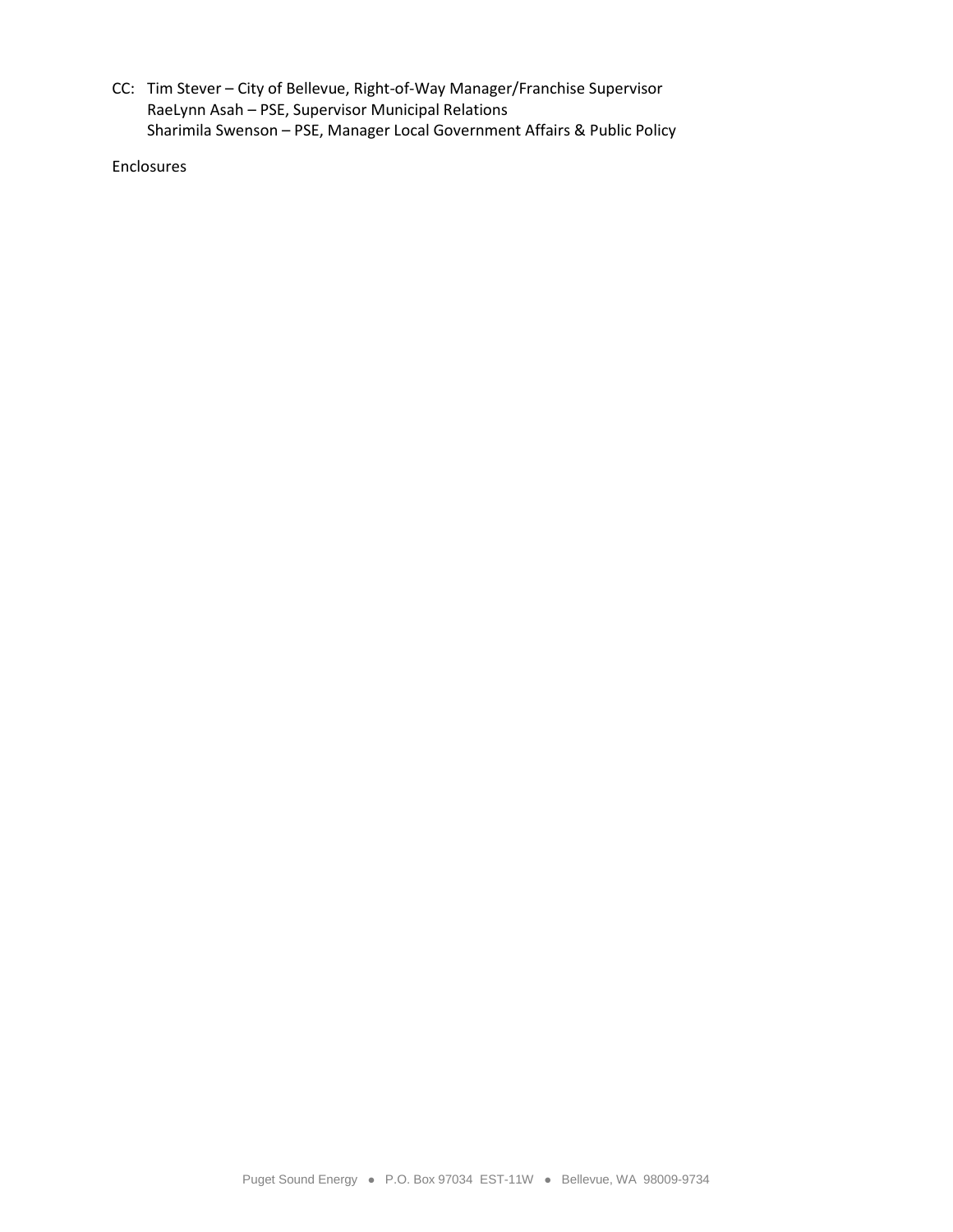CC: Tim Stever – City of Bellevue, Right-of-Way Manager/Franchise Supervisor
RaeLynn Asah – PSE, Supervisor Municipal Relations
Sharimila Swenson – PSE, Manager Local Government Affairs & Public Policy

Enclosures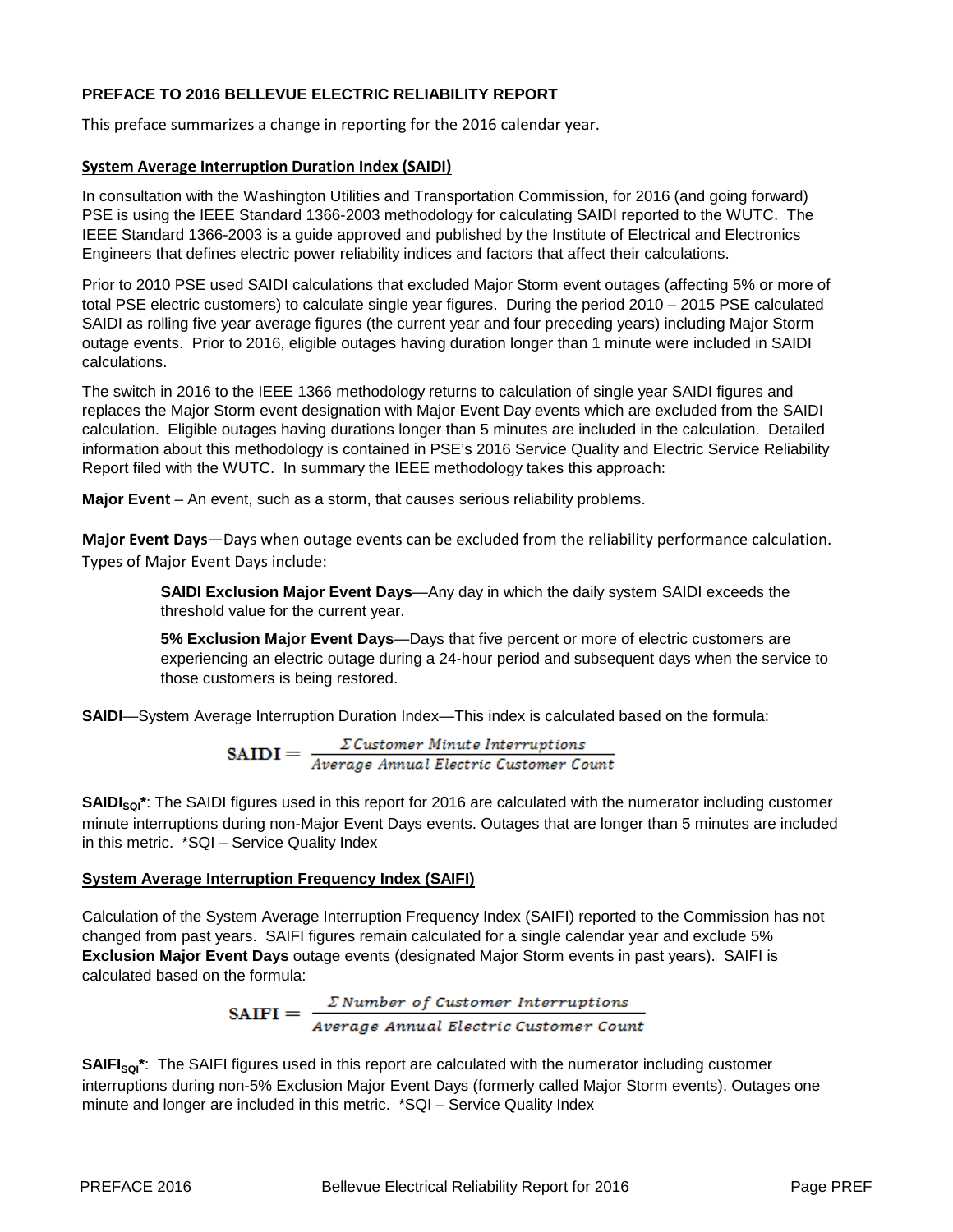# PREFACE TO 2016 BELLEVUE ELECTRIC RELIABILITY REPORT

This preface summarizes a change in reporting for the 2016 calendar year.

## System Average Interruption Duration Index (SAIDI)

In consultation with the Washington Utilities and Transportation Commission, for 2016 (and going forward) PSE is using the IEEE Standard 1366-2003 methodology for calculating SAIDI reported to the WUTC. The IEEE Standard 1366-2003 is a guide approved and published by the Institute of Electrical and Electronics Engineers that defines electric power reliability indices and factors that affect their calculations.

Prior to 2010 PSE used SAIDI calculations that excluded Major Storm event outages (affecting 5% or more of total PSE electric customers) to calculate single year figures. During the period 2010 – 2015 PSE calculated SAIDI as rolling five year average figures (the current year and four preceding years) including Major Storm outage events. Prior to 2016, eligible outages having duration longer than 1 minute were included in SAIDI calculations.

The switch in 2016 to the IEEE 1366 methodology returns to calculation of single year SAIDI figures and replaces the Major Storm event designation with Major Event Day events which are excluded from the SAIDI calculation. Eligible outages having durations longer than 5 minutes are included in the calculation. Detailed information about this methodology is contained in PSE's 2016 Service Quality and Electric Service Reliability Report filed with the WUTC. In summary the IEEE methodology takes this approach:

**Major Event** – An event, such as a storm, that causes serious reliability problems.

**Major Event Days**—Days when outage events can be excluded from the reliability performance calculation. Types of Major Event Days include:

> **SAIDI Exclusion Major Event Days**—Any day in which the daily system SAIDI exceeds the threshold value for the current year.
>
> **5% Exclusion Major Event Days**—Days that five percent or more of electric customers are experiencing an electric outage during a 24-hour period and subsequent days when the service to those customers is being restored.

**SAIDI**—System Average Interruption Duration Index—This index is calculated based on the formula:

$$\text{SAIDI} = \frac{\Sigma \, Customer\ Minute\ Interruptions}{Average\ Annual\ Electric\ Customer\ Count}$$

**$\text{SAIDI}_{\text{SQI}}$\***: The SAIDI figures used in this report for 2016 are calculated with the numerator including customer minute interruptions during non-Major Event Days events. Outages that are longer than 5 minutes are included in this metric. *SQI – Service Quality Index

## System Average Interruption Frequency Index (SAIFI)

Calculation of the System Average Interruption Frequency Index (SAIFI) reported to the Commission has not changed from past years. SAIFI figures remain calculated for a single calendar year and exclude 5% **Exclusion Major Event Days** outage events (designated Major Storm events in past years). SAIFI is calculated based on the formula:

$$\text{SAIFI} = \frac{\Sigma \, Number\ of\ Customer\ Interruptions}{Average\ Annual\ Electric\ Customer\ Count}$$

**$\text{SAIFI}_{\text{SQI}}$\***: The SAIFI figures used in this report are calculated with the numerator including customer interruptions during non-5% Exclusion Major Event Days (formerly called Major Storm events). Outages one minute and longer are included in this metric. *SQI – Service Quality Index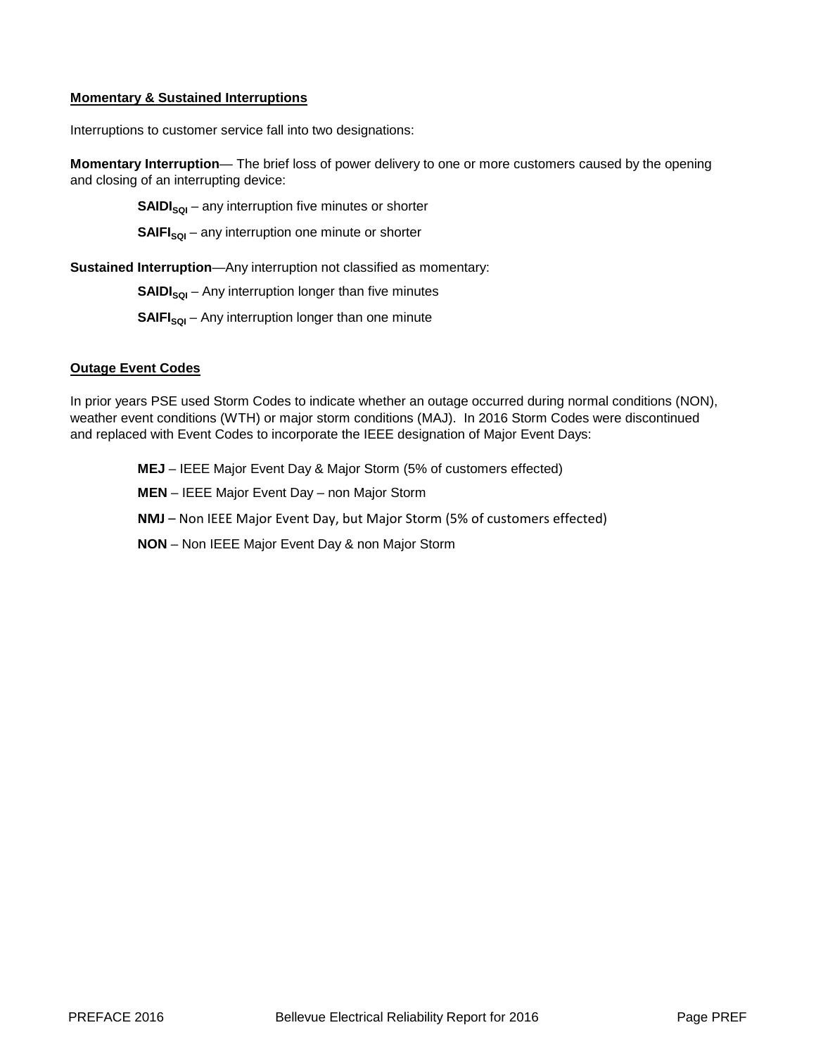## Momentary & Sustained Interruptions

Interruptions to customer service fall into two designations:

**Momentary Interruption**— The brief loss of power delivery to one or more customers caused by the opening and closing of an interrupting device:

> **$SAIDI_{SQI}$** – any interruption five minutes or shorter
>
> **$SAIFI_{SQI}$** – any interruption one minute or shorter

**Sustained Interruption**—Any interruption not classified as momentary:

> **$SAIDI_{SQI}$** – Any interruption longer than five minutes
>
> **$SAIFI_{SQI}$** – Any interruption longer than one minute

## Outage Event Codes

In prior years PSE used Storm Codes to indicate whether an outage occurred during normal conditions (NON), weather event conditions (WTH) or major storm conditions (MAJ). In 2016 Storm Codes were discontinued and replaced with Event Codes to incorporate the IEEE designation of Major Event Days:

> **MEJ** – IEEE Major Event Day & Major Storm (5% of customers effected)
>
> **MEN** – IEEE Major Event Day – non Major Storm
>
> **NMJ** – Non IEEE Major Event Day, but Major Storm (5% of customers effected)
>
> **NON** – Non IEEE Major Event Day & non Major Storm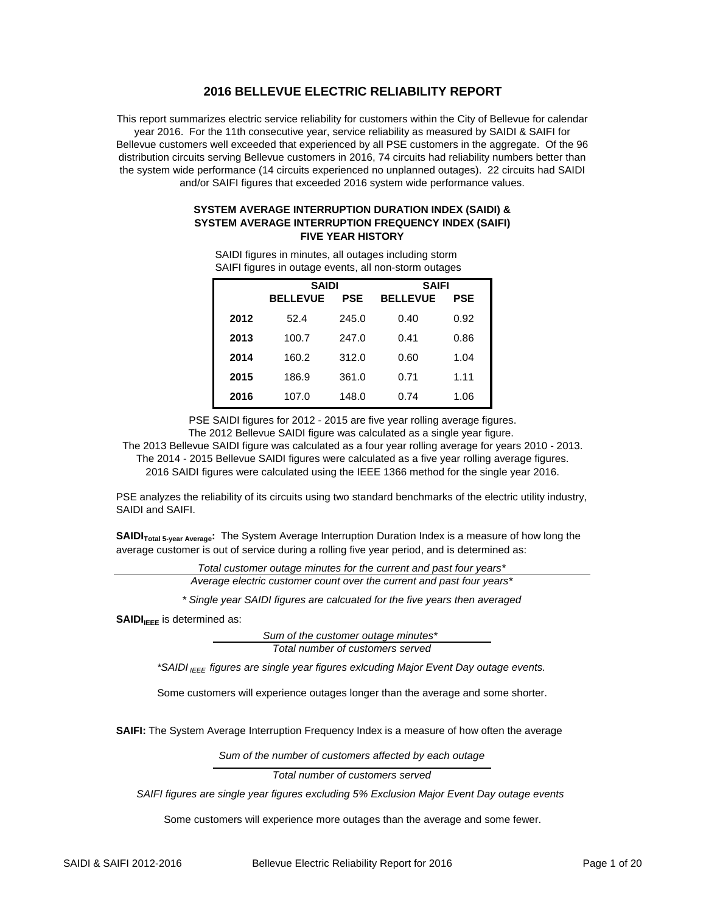# 2016 BELLEVUE ELECTRIC RELIABILITY REPORT

This report summarizes electric service reliability for customers within the City of Bellevue for calendar year 2016. For the 11th consecutive year, service reliability as measured by SAIDI & SAIFI for Bellevue customers well exceeded that experienced by all PSE customers in the aggregate. Of the 96 distribution circuits serving Bellevue customers in 2016, 74 circuits had reliability numbers better than the system wide performance (14 circuits experienced no unplanned outages). 22 circuits had SAIDI and/or SAIFI figures that exceeded 2016 system wide performance values.

### SYSTEM AVERAGE INTERRUPTION DURATION INDEX (SAIDI) & SYSTEM AVERAGE INTERRUPTION FREQUENCY INDEX (SAIFI) FIVE YEAR HISTORY

SAIDI figures in minutes, all outages including storm
SAIFI figures in outage events, all non-storm outages

| | SAIDI | | SAIFI | |
|---|---|---|---|---|
| | **BELLEVUE** | **PSE** | **BELLEVUE** | **PSE** |
| **2012** | 52.4 | 245.0 | 0.40 | 0.92 |
| **2013** | 100.7 | 247.0 | 0.41 | 0.86 |
| **2014** | 160.2 | 312.0 | 0.60 | 1.04 |
| **2015** | 186.9 | 361.0 | 0.71 | 1.11 |
| **2016** | 107.0 | 148.0 | 0.74 | 1.06 |

PSE SAIDI figures for 2012 - 2015 are five year rolling average figures.
The 2012 Bellevue SAIDI figure was calculated as a single year figure.
The 2013 Bellevue SAIDI figure was calculated as a four year rolling average for years 2010 - 2013.
The 2014 - 2015 Bellevue SAIDI figures were calculated as a five year rolling average figures.
2016 SAIDI figures were calculated using the IEEE 1366 method for the single year 2016.

PSE analyzes the reliability of its circuits using two standard benchmarks of the electric utility industry, SAIDI and SAIFI.

**$SAIDI_{Total\ 5\text{-}year\ Average}$:** The System Average Interruption Duration Index is a measure of how long the average customer is out of service during a rolling five year period, and is determined as:

$$\frac{\text{Total customer outage minutes for the current and past four years*}}{\text{Average electric customer count over the current and past four years*}}$$

*\* Single year SAIDI figures are calcuated for the five years then averaged*

**$SAIDI_{IEEE}$** is determined as:

$$\frac{\text{Sum of the customer outage minutes*}}{\text{Total number of customers served}}$$

*\*$SAIDI_{IEEE}$ figures are single year figures exlcuding Major Event Day outage events.*

Some customers will experience outages longer than the average and some shorter.

**SAIFI:** The System Average Interruption Frequency Index is a measure of how often the average

$$\frac{\text{Sum of the number of customers affected by each outage}}{\text{Total number of customers served}}$$

*SAIFI figures are single year figures excluding 5% Exclusion Major Event Day outage events*

Some customers will experience more outages than the average and some fewer.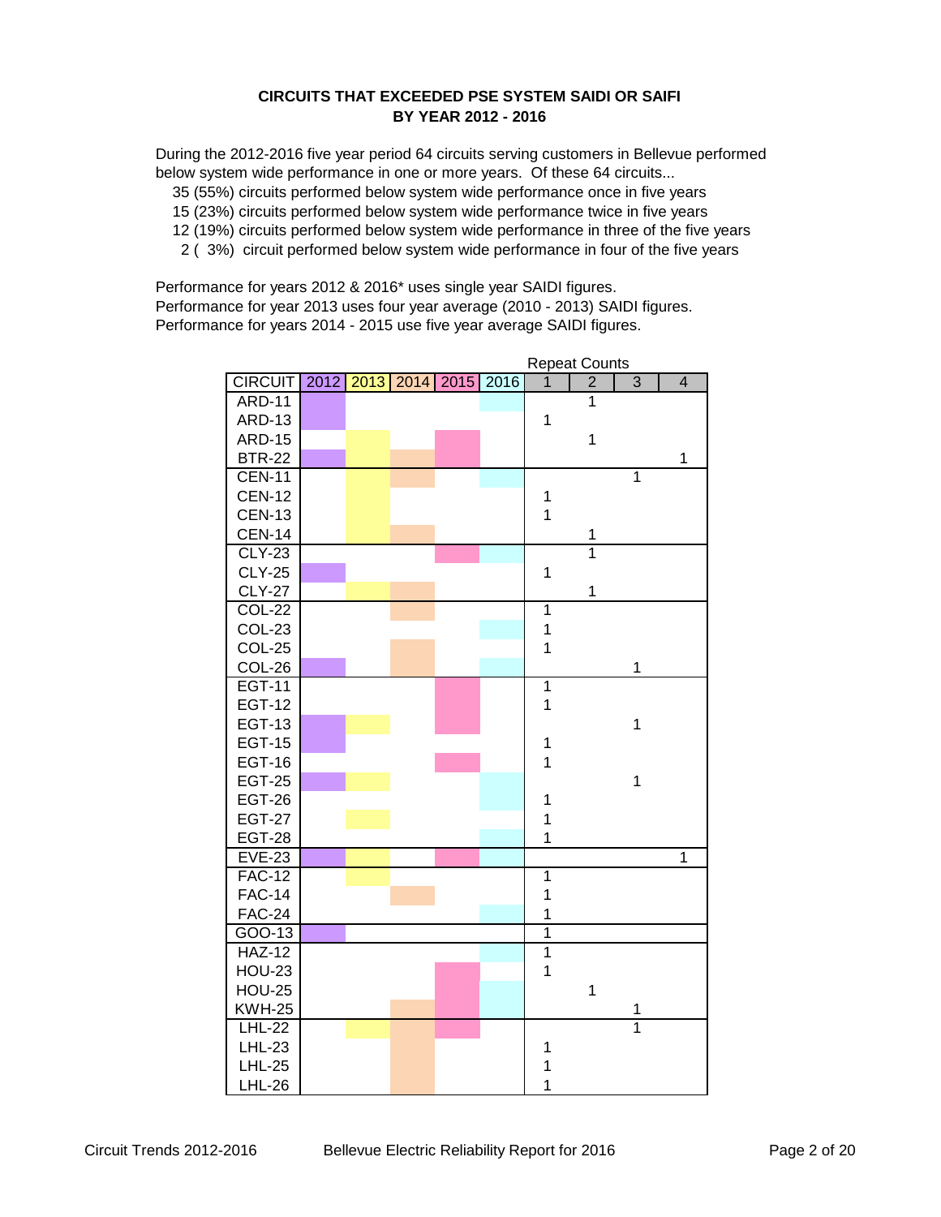**CIRCUITS THAT EXCEEDED PSE SYSTEM SAIDI OR SAIFI**
**BY YEAR 2012 - 2016**

During the 2012-2016 five year period 64 circuits serving customers in Bellevue performed below system wide performance in one or more years. Of these 64 circuits...

35 (55%) circuits performed below system wide performance once in five years
15 (23%) circuits performed below system wide performance twice in five years
12 (19%) circuits performed below system wide performance in three of the five years
2 ( 3%) circuit performed below system wide performance in four of the five years

Performance for years 2012 & 2016* uses single year SAIDI figures.
Performance for year 2013 uses four year average (2010 - 2013) SAIDI figures.
Performance for years 2014 - 2015 use five year average SAIDI figures.

| | | | | | | Repeat Counts | | | |
|---|---|---|---|---|---|---|---|---|---|
| CIRCUIT | 2012 | 2013 | 2014 | 2015 | 2016 | 1 | 2 | 3 | 4 |
| ARD-11 | X | | | | X | | 1 | | |
| ARD-13 | X | | | | | 1 | | | |
| ARD-15 | | X | | X | | | 1 | | |
| BTR-22 | X | X | X | X | | | | | 1 |
| CEN-11 | | X | X | | X | | | 1 | |
| CEN-12 | | X | | | | 1 | | | |
| CEN-13 | | X | | | | 1 | | | |
| CEN-14 | | X | X | | | | 1 | | |
| CLY-23 | | | | X | X | | 1 | | |
| CLY-25 | X | | | | | 1 | | | |
| CLY-27 | | X | X | | | | 1 | | |
| COL-22 | | | X | | | 1 | | | |
| COL-23 | | | | | X | 1 | | | |
| COL-25 | | | X | | | 1 | | | |
| COL-26 | X | | X | | X | | | 1 | |
| EGT-11 | | | | X | | 1 | | | |
| EGT-12 | | | | X | | 1 | | | |
| EGT-13 | X | X | | X | | | | 1 | |
| EGT-15 | X | | | | | 1 | | | |
| EGT-16 | | | | X | | 1 | | | |
| EGT-25 | X | X | | | X | | | 1 | |
| EGT-26 | | | | | X | 1 | | | |
| EGT-27 | | X | | | | 1 | | | |
| EGT-28 | | | | | X | 1 | | | |
| EVE-23 | X | X | | X | X | | | | 1 |
| FAC-12 | | X | | | | 1 | | | |
| FAC-14 | | | X | | | 1 | | | |
| FAC-24 | | | | | X | 1 | | | |
| GOO-13 | X | | | | | 1 | | | |
| HAZ-12 | | | | | X | 1 | | | |
| HOU-23 | | | | X | | 1 | | | |
| HOU-25 | | | | X | X | | 1 | | |
| KWH-25 | | | X | X | X | | | 1 | |
| LHL-22 | | X | X | X | | | | 1 | |
| LHL-23 | | | X | | | 1 | | | |
| LHL-25 | | | X | | | 1 | | | |
| LHL-26 | | | X | | | 1 | | | |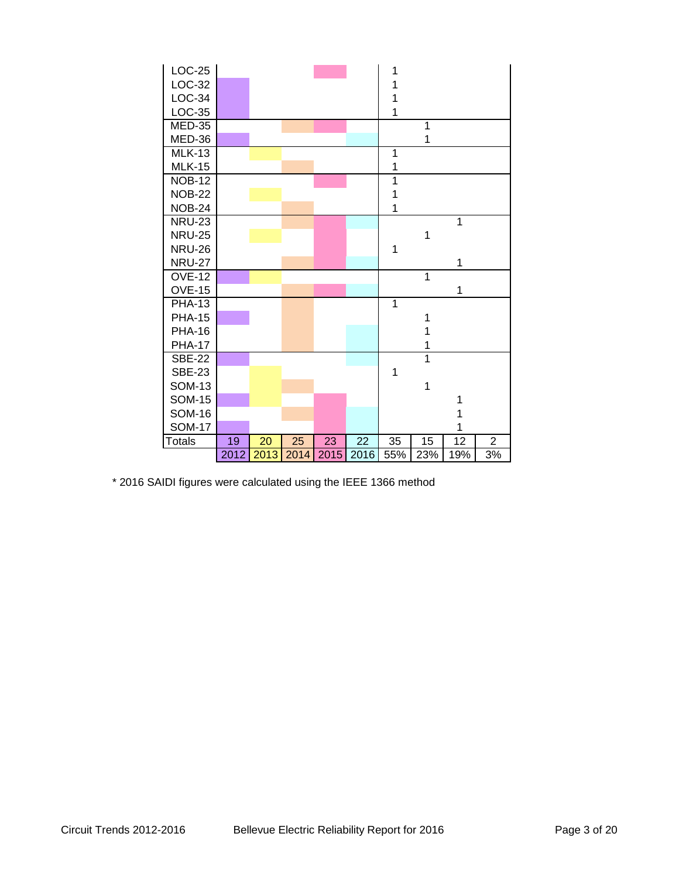| | | | | | | | | | |
|---|---|---|---|---|---|---|---|---|---|
| LOC-25 | | | | ■ | | 1 | | | |
| LOC-32 | ■ | | | | | 1 | | | |
| LOC-34 | ■ | | | | | 1 | | | |
| LOC-35 | ■ | | | | | 1 | | | |
| MED-35 | | | ■ | ■ | | | 1 | | |
| MED-36 | ■ | | | | ■ | | 1 | | |
| MLK-13 | | ■ | | | | 1 | | | |
| MLK-15 | | | ■ | | | 1 | | | |
| NOB-12 | | | | ■ | | 1 | | | |
| NOB-22 | | ■ | | | | 1 | | | |
| NOB-24 | | | ■ | | | 1 | | | |
| NRU-23 | | | ■ | ■ | ■ | | | 1 | |
| NRU-25 | | ■ | | ■ | | | 1 | | |
| NRU-26 | | | | ■ | | 1 | | | |
| NRU-27 | | | ■ | ■ | ■ | | | 1 | |
| OVE-12 | ■ | ■ | | | | | 1 | | |
| OVE-15 | | | ■ | ■ | ■ | | | 1 | |
| PHA-13 | | | ■ | | | 1 | | | |
| PHA-15 | ■ | | ■ | | | | 1 | | |
| PHA-16 | | | ■ | | ■ | | 1 | | |
| PHA-17 | | | ■ | | ■ | | 1 | | |
| SBE-22 | ■ | | | | ■ | | 1 | | |
| SBE-23 | | ■ | | | | 1 | | | |
| SOM-13 | | ■ | ■ | | | | 1 | | |
| SOM-15 | ■ | ■ | | ■ | | | | 1 | |
| SOM-16 | | | ■ | ■ | ■ | | | 1 | |
| SOM-17 | ■ | | | ■ | ■ | | | 1 | |
| Totals | 19 | 20 | 25 | 23 | 22 | 35 | 15 | 12 | 2 |
| | 2012 | 2013 | 2014 | 2015 | 2016 | 55% | 23% | 19% | 3% |

* 2016 SAIDI figures were calculated using the IEEE 1366 method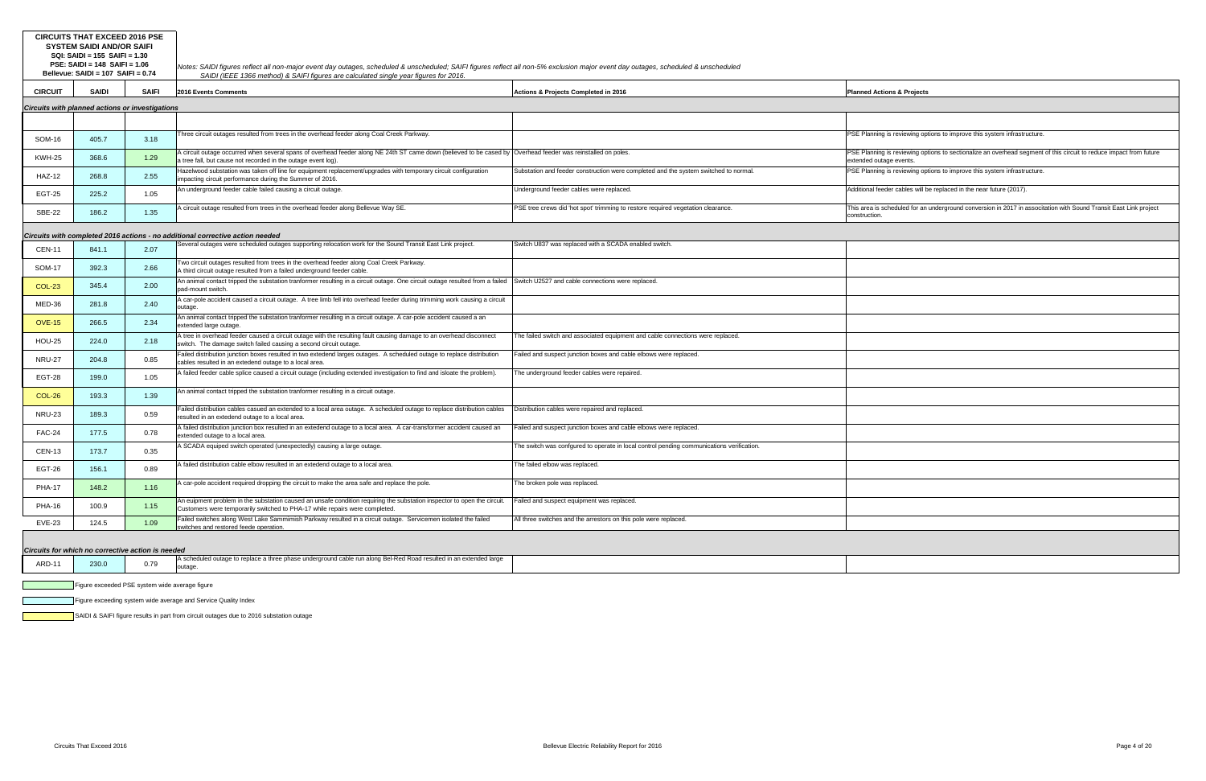**CIRCUITS THAT EXCEED 2016 PSE SYSTEM SAIDI AND/OR SAIFI**
**SQI: SAIDI = 155 SAIFI = 1.30**
**PSE: SAIDI = 148 SAIFI = 1.06**
**Bellevue: SAIDI = 107 SAIFI = 0.74**

*Notes: SAIDI figures reflect all non-major event day outages, scheduled & unscheduled; SAIFI figures reflect all non-5% exclusion major event day outages, scheduled & unscheduled SAIDI (IEEE 1366 method) & SAIFI figures are calculated single year figures for 2016.*

| CIRCUIT | SAIDI | SAIFI | 2016 Events Comments | Actions & Projects Completed in 2016 | Planned Actions & Projects |
|---|---|---|---|---|---|
| ***Circuits with planned actions or investigations*** | | | | | |
| SOM-16 | 405.7 | 3.18 | Three circuit outages resulted from trees in the overhead feeder along Coal Creek Parkway. | | PSE Planning is reviewing options to improve this system infrastructure. |
| KWH-25 | 368.6 | 1.29 | A circuit outage occurred when several spans of overhead feeder along NE 24th ST came down (believed to be cased by a tree fall, but cause not recorded in the outage event log). | Overhead feeder was reinstalled on poles. | PSE Planning is reviewing options to sectionalize an overhead segment of this circuit to reduce impact from future extended outage events. |
| HAZ-12 | 268.8 | 2.55 | Hazelwood substation was taken off line for equipment replacement/upgrades with temporary circuit configuration impacting circuit performance during the Summer of 2016. | Substation and feeder construction were completed and the system switched to normal. | PSE Planning is reviewing options to improve this system infrastructure. |
| EGT-25 | 225.2 | 1.05 | An underground feeder cable failed causing a circuit outage. | Underground feeder cables were replaced. | Additional feeder cables will be replaced in the near future (2017). |
| SBE-22 | 186.2 | 1.35 | A circuit outage resulted from trees in the overhead feeder along Bellevue Way SE. | PSE tree crews did 'hot spot' trimming to restore required vegetation clearance. | This area is scheduled for an underground conversion in 2017 in associtation with Sound Transit East Link project construction. |
| ***Circuits with completed 2016 actions - no additional corrective action needed*** | | | | | |
| CEN-11 | 841.1 | 2.07 | Several outages were scheduled outages supporting relocation work for the Sound Transit East Link project. | Switch U837 was replaced with a SCADA enabled switch. | |
| SOM-17 | 392.3 | 2.66 | Two circuit outages resulted from trees in the overhead feeder along Coal Creek Parkway. A third circuit outage resulted from a failed underground feeder cable. | | |
| COL-23 | 345.4 | 2.00 | An animal contact tripped the substation tranformer resulting in a circuit outage. One circuit outage resulted from a failed pad-mount switch. | Switch U2527 and cable connections were replaced. | |
| MED-36 | 281.8 | 2.40 | A car-pole accident caused a circuit outage. A tree limb fell into overhead feeder during trimming work causing a circuit outage. | | |
| OVE-15 | 266.5 | 2.34 | An animal contact tripped the substation tranformer resulting in a circuit outage. A car-pole accident caused a an extended large outage. | | |
| HOU-25 | 224.0 | 2.18 | A tree in overhead feeder caused a circuit outage with the resulting fault causing damage to an overhead disconnect switch. The damage switch failed causing a second circuit outage. | The failed switch and associated equipment and cable connections were replaced. | |
| NRU-27 | 204.8 | 0.85 | Failed distribution junction boxes resulted in two extedend larges outages. A scheduled outage to replace distribution cables resulted in an extedend outage to a local area. | Failed and suspect junction boxes and cable elbows were replaced. | |
| EGT-28 | 199.0 | 1.05 | A failed feeder cable splice caused a circuit outage (including extended investigation to find and isloate the problem). | The underground feeder cables were repaired. | |
| COL-26 | 193.3 | 1.39 | An animal contact tripped the substation tranformer resulting in a circuit outage. | | |
| NRU-23 | 189.3 | 0.59 | Failed distribution cables casued an extended to a local area outage. A scheduled outage to replace distribution cables resulted in an extedend outage to a local area. | Distribution cables were repaired and replaced. | |
| FAC-24 | 177.5 | 0.78 | A failed distribution junction box resulted in an extedend outage to a local area. A car-transformer accident caused an extended outage to a local area. | Failed and suspect junction boxes and cable elbows were replaced. | |
| CEN-13 | 173.7 | 0.35 | A SCADA equiped switch operated (unexpectedly) causing a large outage. | The switch was confgured to operate in local control pending communications verification. | |
| EGT-26 | 156.1 | 0.89 | A failed distribution cable elbow resulted in an extedend outage to a local area. | The failed elbow was replaced. | |
| PHA-17 | 148.2 | 1.16 | A car-pole accident required dropping the circuit to make the area safe and replace the pole. | The broken pole was replaced. | |
| PHA-16 | 100.9 | 1.15 | An euipment problem in the substation caused an unsafe condition requiring the substation inspector to open the circuit. Customers were temporarily switched to PHA-17 while repairs were completed. | Failed and suspect equipment was replaced. | |
| EVE-23 | 124.5 | 1.09 | Failed switches along West Lake Sammimish Parkway resulted in a circuit outage. Servicemen isolated the failed switches and restored feede operation. | All three switches and the arrestors on this pole were replaced. | |
| ***Circuits for which no corrective action is needed*** | | | | | |
| ARD-11 | 230.0 | 0.79 | A scheduled outage to replace a three phase underground cable run along Bel-Red Road resulted in an extended large outage. | | |

Figure exceeded PSE system wide average figure

Figure exceeding system wide average and Service Quality Index

SAIDI & SAIFI figure results in part from circuit outages due to 2016 substation outage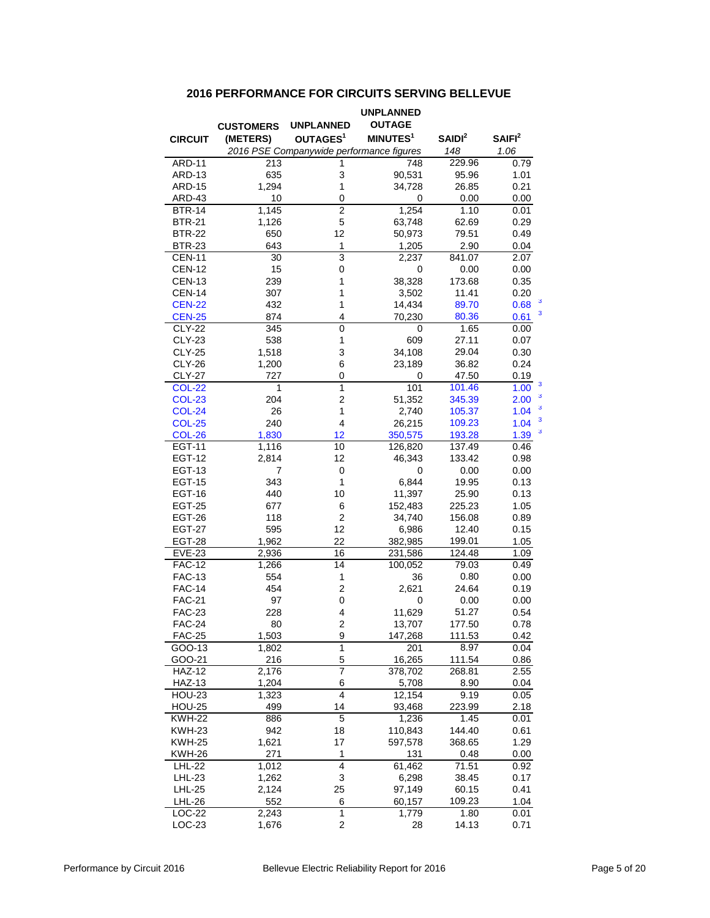## 2016 PERFORMANCE FOR CIRCUITS SERVING BELLEVUE

| CIRCUIT | CUSTOMERS (METERS) | UNPLANNED OUTAGES[1] | UNPLANNED OUTAGE MINUTES[1] | SAIDI[2] | SAIFI[2] |
|---|---|---|---|---|---|
| | *2016 PSE Companywide performance figures* | | | *148* | *1.06* |
| ARD-11 | 213 | 1 | 748 | 229.96 | 0.79 |
| ARD-13 | 635 | 3 | 90,531 | 95.96 | 1.01 |
| ARD-15 | 1,294 | 1 | 34,728 | 26.85 | 0.21 |
| ARD-43 | 10 | 0 | 0 | 0.00 | 0.00 |
| BTR-14 | 1,145 | 2 | 1,254 | 1.10 | 0.01 |
| BTR-21 | 1,126 | 5 | 63,748 | 62.69 | 0.29 |
| BTR-22 | 650 | 12 | 50,973 | 79.51 | 0.49 |
| BTR-23 | 643 | 1 | 1,205 | 2.90 | 0.04 |
| CEN-11 | 30 | 3 | 2,237 | 841.07 | 2.07 |
| CEN-12 | 15 | 0 | 0 | 0.00 | 0.00 |
| CEN-13 | 239 | 1 | 38,328 | 173.68 | 0.35 |
| CEN-14 | 307 | 1 | 3,502 | 11.41 | 0.20 |
| CEN-22 | 432 | 1 | 14,434 | 89.70 | 0.68 [3] |
| CEN-25 | 874 | 4 | 70,230 | 80.36 | 0.61 [3] |
| CLY-22 | 345 | 0 | 0 | 1.65 | 0.00 |
| CLY-23 | 538 | 1 | 609 | 27.11 | 0.07 |
| CLY-25 | 1,518 | 3 | 34,108 | 29.04 | 0.30 |
| CLY-26 | 1,200 | 6 | 23,189 | 36.82 | 0.24 |
| CLY-27 | 727 | 0 | 0 | 47.50 | 0.19 |
| COL-22 | 1 | 1 | 101 | 101.46 | 1.00 [3] |
| COL-23 | 204 | 2 | 51,352 | 345.39 | 2.00 [3] |
| COL-24 | 26 | 1 | 2,740 | 105.37 | 1.04 [3] |
| COL-25 | 240 | 4 | 26,215 | 109.23 | 1.04 [3] |
| COL-26 | 1,830 | 12 | 350,575 | 193.28 | 1.39 [3] |
| EGT-11 | 1,116 | 10 | 126,820 | 137.49 | 0.46 |
| EGT-12 | 2,814 | 12 | 46,343 | 133.42 | 0.98 |
| EGT-13 | 7 | 0 | 0 | 0.00 | 0.00 |
| EGT-15 | 343 | 1 | 6,844 | 19.95 | 0.13 |
| EGT-16 | 440 | 10 | 11,397 | 25.90 | 0.13 |
| EGT-25 | 677 | 6 | 152,483 | 225.23 | 1.05 |
| EGT-26 | 118 | 2 | 34,740 | 156.08 | 0.89 |
| EGT-27 | 595 | 12 | 6,986 | 12.40 | 0.15 |
| EGT-28 | 1,962 | 22 | 382,985 | 199.01 | 1.05 |
| EVE-23 | 2,936 | 16 | 231,586 | 124.48 | 1.09 |
| FAC-12 | 1,266 | 14 | 100,052 | 79.03 | 0.49 |
| FAC-13 | 554 | 1 | 36 | 0.80 | 0.00 |
| FAC-14 | 454 | 2 | 2,621 | 24.64 | 0.19 |
| FAC-21 | 97 | 0 | 0 | 0.00 | 0.00 |
| FAC-23 | 228 | 4 | 11,629 | 51.27 | 0.54 |
| FAC-24 | 80 | 2 | 13,707 | 177.50 | 0.78 |
| FAC-25 | 1,503 | 9 | 147,268 | 111.53 | 0.42 |
| GOO-13 | 1,802 | 1 | 201 | 8.97 | 0.04 |
| GOO-21 | 216 | 5 | 16,265 | 111.54 | 0.86 |
| HAZ-12 | 2,176 | 7 | 378,702 | 268.81 | 2.55 |
| HAZ-13 | 1,204 | 6 | 5,708 | 8.90 | 0.04 |
| HOU-23 | 1,323 | 4 | 12,154 | 9.19 | 0.05 |
| HOU-25 | 499 | 14 | 93,468 | 223.99 | 2.18 |
| KWH-22 | 886 | 5 | 1,236 | 1.45 | 0.01 |
| KWH-23 | 942 | 18 | 110,843 | 144.40 | 0.61 |
| KWH-25 | 1,621 | 17 | 597,578 | 368.65 | 1.29 |
| KWH-26 | 271 | 1 | 131 | 0.48 | 0.00 |
| LHL-22 | 1,012 | 4 | 61,462 | 71.51 | 0.92 |
| LHL-23 | 1,262 | 3 | 6,298 | 38.45 | 0.17 |
| LHL-25 | 2,124 | 25 | 97,149 | 60.15 | 0.41 |
| LHL-26 | 552 | 6 | 60,157 | 109.23 | 1.04 |
| LOC-22 | 2,243 | 1 | 1,779 | 1.80 | 0.01 |
| LOC-23 | 1,676 | 2 | 28 | 14.13 | 0.71 |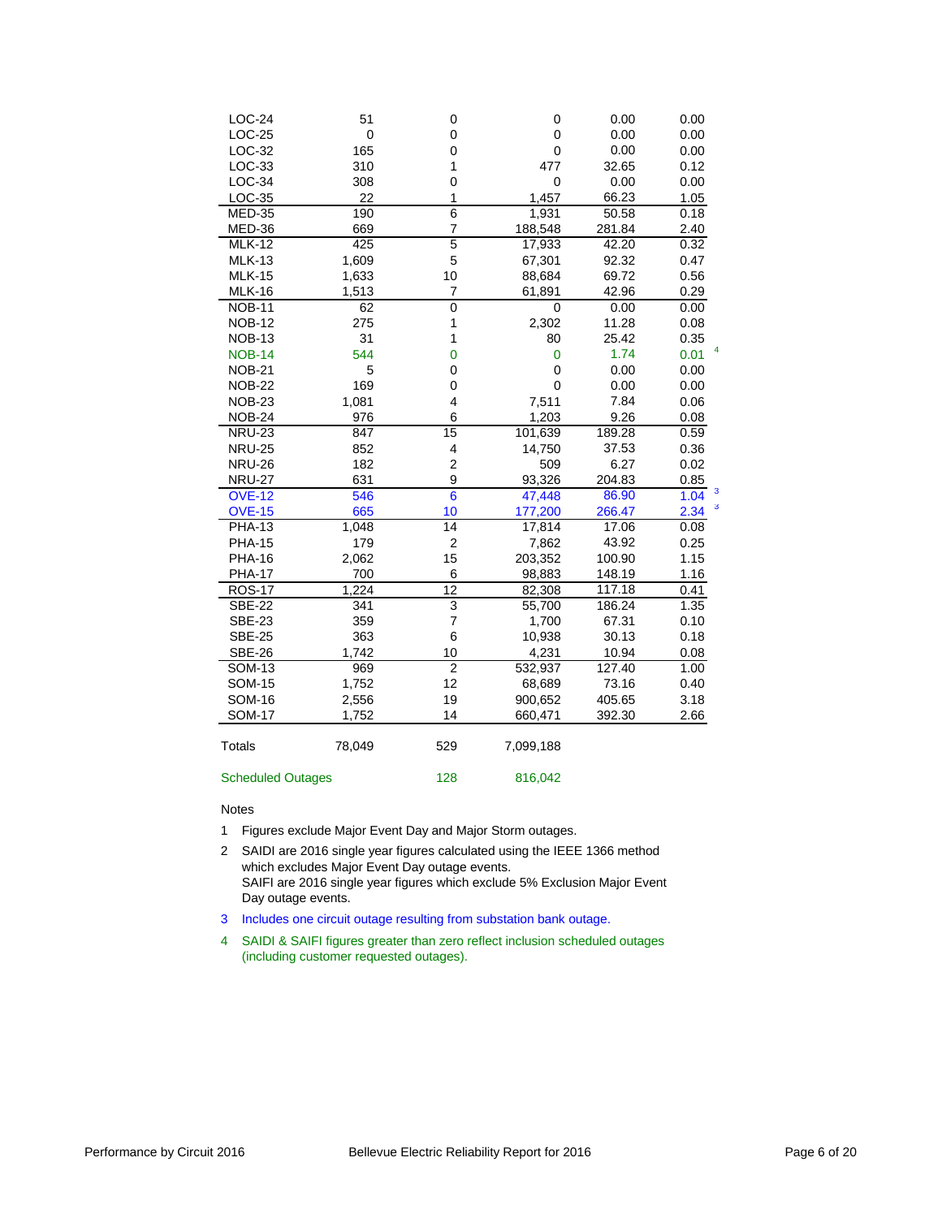| | | | | | |
|---|---|---|---|---|---|
| LOC-24 | 51 | 0 | 0 | 0.00 | 0.00 |
| LOC-25 | 0 | 0 | 0 | 0.00 | 0.00 |
| LOC-32 | 165 | 0 | 0 | 0.00 | 0.00 |
| LOC-33 | 310 | 1 | 477 | 32.65 | 0.12 |
| LOC-34 | 308 | 0 | 0 | 0.00 | 0.00 |
| LOC-35 | 22 | 1 | 1,457 | 66.23 | 1.05 |
| MED-35 | 190 | 6 | 1,931 | 50.58 | 0.18 |
| MED-36 | 669 | 7 | 188,548 | 281.84 | 2.40 |
| MLK-12 | 425 | 5 | 17,933 | 42.20 | 0.32 |
| MLK-13 | 1,609 | 5 | 67,301 | 92.32 | 0.47 |
| MLK-15 | 1,633 | 10 | 88,684 | 69.72 | 0.56 |
| MLK-16 | 1,513 | 7 | 61,891 | 42.96 | 0.29 |
| NOB-11 | 62 | 0 | 0 | 0.00 | 0.00 |
| NOB-12 | 275 | 1 | 2,302 | 11.28 | 0.08 |
| NOB-13 | 31 | 1 | 80 | 25.42 | 0.35 |
| NOB-14 | 544 | 0 | 0 | 1.74 | 0.01 [4] |
| NOB-21 | 5 | 0 | 0 | 0.00 | 0.00 |
| NOB-22 | 169 | 0 | 0 | 0.00 | 0.00 |
| NOB-23 | 1,081 | 4 | 7,511 | 7.84 | 0.06 |
| NOB-24 | 976 | 6 | 1,203 | 9.26 | 0.08 |
| NRU-23 | 847 | 15 | 101,639 | 189.28 | 0.59 |
| NRU-25 | 852 | 4 | 14,750 | 37.53 | 0.36 |
| NRU-26 | 182 | 2 | 509 | 6.27 | 0.02 |
| NRU-27 | 631 | 9 | 93,326 | 204.83 | 0.85 |
| OVE-12 | 546 | 6 | 47,448 | 86.90 | 1.04 [3] |
| OVE-15 | 665 | 10 | 177,200 | 266.47 | 2.34 [3] |
| PHA-13 | 1,048 | 14 | 17,814 | 17.06 | 0.08 |
| PHA-15 | 179 | 2 | 7,862 | 43.92 | 0.25 |
| PHA-16 | 2,062 | 15 | 203,352 | 100.90 | 1.15 |
| PHA-17 | 700 | 6 | 98,883 | 148.19 | 1.16 |
| ROS-17 | 1,224 | 12 | 82,308 | 117.18 | 0.41 |
| SBE-22 | 341 | 3 | 55,700 | 186.24 | 1.35 |
| SBE-23 | 359 | 7 | 1,700 | 67.31 | 0.10 |
| SBE-25 | 363 | 6 | 10,938 | 30.13 | 0.18 |
| SBE-26 | 1,742 | 10 | 4,231 | 10.94 | 0.08 |
| SOM-13 | 969 | 2 | 532,937 | 127.40 | 1.00 |
| SOM-15 | 1,752 | 12 | 68,689 | 73.16 | 0.40 |
| SOM-16 | 2,556 | 19 | 900,652 | 405.65 | 3.18 |
| SOM-17 | 1,752 | 14 | 660,471 | 392.30 | 2.66 |
| Totals | 78,049 | 529 | 7,099,188 | | |
| Scheduled Outages | | 128 | 816,042 | | |

Notes

1. Figures exclude Major Event Day and Major Storm outages.
2. SAIDI are 2016 single year figures calculated using the IEEE 1366 method which excludes Major Event Day outage events.
   SAIFI are 2016 single year figures which exclude 5% Exclusion Major Event Day outage events.
3. Includes one circuit outage resulting from substation bank outage.
4. SAIDI & SAIFI figures greater than zero reflect inclusion scheduled outages (including customer requested outages).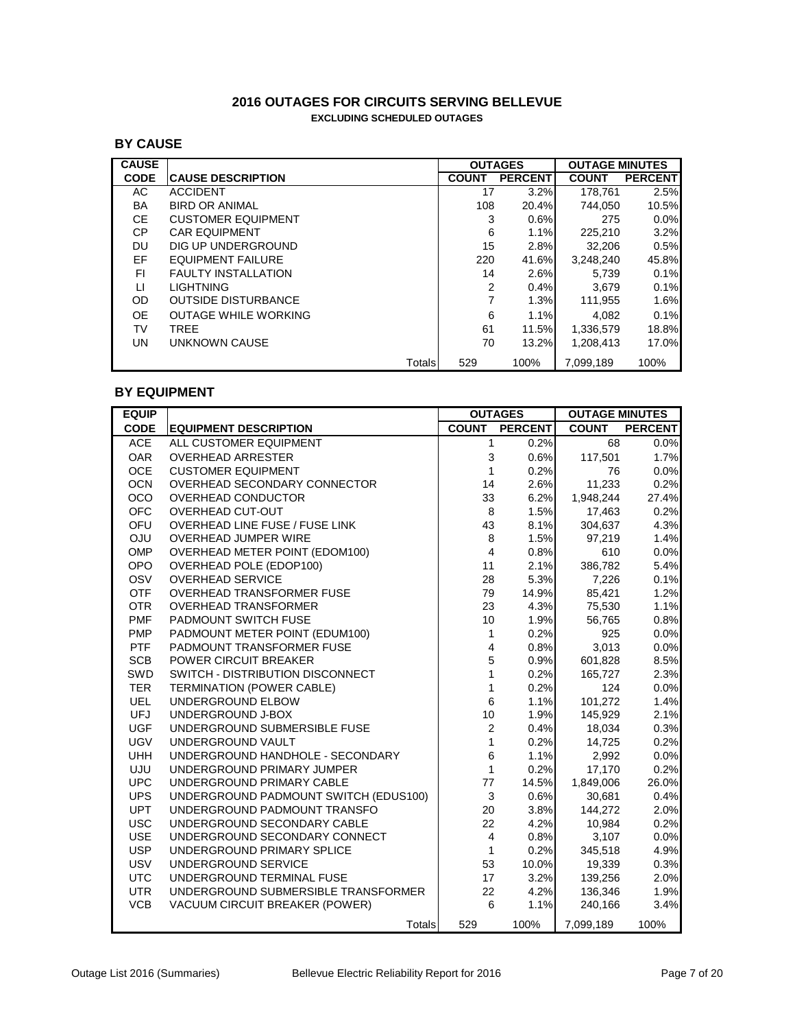# 2016 OUTAGES FOR CIRCUITS SERVING BELLEVUE

**EXCLUDING SCHEDULED OUTAGES**

## BY CAUSE

| CAUSE CODE | CAUSE DESCRIPTION | OUTAGES COUNT | OUTAGES PERCENT | OUTAGE MINUTES COUNT | OUTAGE MINUTES PERCENT |
|---|---|---|---|---|---|
| AC | ACCIDENT | 17 | 3.2% | 178,761 | 2.5% |
| BA | BIRD OR ANIMAL | 108 | 20.4% | 744,050 | 10.5% |
| CE | CUSTOMER EQUIPMENT | 3 | 0.6% | 275 | 0.0% |
| CP | CAR EQUIPMENT | 6 | 1.1% | 225,210 | 3.2% |
| DU | DIG UP UNDERGROUND | 15 | 2.8% | 32,206 | 0.5% |
| EF | EQUIPMENT FAILURE | 220 | 41.6% | 3,248,240 | 45.8% |
| FI | FAULTY INSTALLATION | 14 | 2.6% | 5,739 | 0.1% |
| LI | LIGHTNING | 2 | 0.4% | 3,679 | 0.1% |
| OD | OUTSIDE DISTURBANCE | 7 | 1.3% | 111,955 | 1.6% |
| OE | OUTAGE WHILE WORKING | 6 | 1.1% | 4,082 | 0.1% |
| TV | TREE | 61 | 11.5% | 1,336,579 | 18.8% |
| UN | UNKNOWN CAUSE | 70 | 13.2% | 1,208,413 | 17.0% |
| | Totals | 529 | 100% | 7,099,189 | 100% |

## BY EQUIPMENT

| EQUIP CODE | EQUIPMENT DESCRIPTION | OUTAGES COUNT | OUTAGES PERCENT | OUTAGE MINUTES COUNT | OUTAGE MINUTES PERCENT |
|---|---|---|---|---|---|
| ACE | ALL CUSTOMER EQUIPMENT | 1 | 0.2% | 68 | 0.0% |
| OAR | OVERHEAD ARRESTER | 3 | 0.6% | 117,501 | 1.7% |
| OCE | CUSTOMER EQUIPMENT | 1 | 0.2% | 76 | 0.0% |
| OCN | OVERHEAD SECONDARY CONNECTOR | 14 | 2.6% | 11,233 | 0.2% |
| OCO | OVERHEAD CONDUCTOR | 33 | 6.2% | 1,948,244 | 27.4% |
| OFC | OVERHEAD CUT-OUT | 8 | 1.5% | 17,463 | 0.2% |
| OFU | OVERHEAD LINE FUSE / FUSE LINK | 43 | 8.1% | 304,637 | 4.3% |
| OJU | OVERHEAD JUMPER WIRE | 8 | 1.5% | 97,219 | 1.4% |
| OMP | OVERHEAD METER POINT (EDOM100) | 4 | 0.8% | 610 | 0.0% |
| OPO | OVERHEAD POLE (EDOP100) | 11 | 2.1% | 386,782 | 5.4% |
| OSV | OVERHEAD SERVICE | 28 | 5.3% | 7,226 | 0.1% |
| OTF | OVERHEAD TRANSFORMER FUSE | 79 | 14.9% | 85,421 | 1.2% |
| OTR | OVERHEAD TRANSFORMER | 23 | 4.3% | 75,530 | 1.1% |
| PMF | PADMOUNT SWITCH FUSE | 10 | 1.9% | 56,765 | 0.8% |
| PMP | PADMOUNT METER POINT (EDUM100) | 1 | 0.2% | 925 | 0.0% |
| PTF | PADMOUNT TRANSFORMER FUSE | 4 | 0.8% | 3,013 | 0.0% |
| SCB | POWER CIRCUIT BREAKER | 5 | 0.9% | 601,828 | 8.5% |
| SWD | SWITCH - DISTRIBUTION DISCONNECT | 1 | 0.2% | 165,727 | 2.3% |
| TER | TERMINATION (POWER CABLE) | 1 | 0.2% | 124 | 0.0% |
| UEL | UNDERGROUND ELBOW | 6 | 1.1% | 101,272 | 1.4% |
| UFJ | UNDERGROUND J-BOX | 10 | 1.9% | 145,929 | 2.1% |
| UGF | UNDERGROUND SUBMERSIBLE FUSE | 2 | 0.4% | 18,034 | 0.3% |
| UGV | UNDERGROUND VAULT | 1 | 0.2% | 14,725 | 0.2% |
| UHH | UNDERGROUND HANDHOLE - SECONDARY | 6 | 1.1% | 2,992 | 0.0% |
| UJU | UNDERGROUND PRIMARY JUMPER | 1 | 0.2% | 17,170 | 0.2% |
| UPC | UNDERGROUND PRIMARY CABLE | 77 | 14.5% | 1,849,006 | 26.0% |
| UPS | UNDERGROUND PADMOUNT SWITCH (EDUS100) | 3 | 0.6% | 30,681 | 0.4% |
| UPT | UNDERGROUND PADMOUNT TRANSFO | 20 | 3.8% | 144,272 | 2.0% |
| USC | UNDERGROUND SECONDARY CABLE | 22 | 4.2% | 10,984 | 0.2% |
| USE | UNDERGROUND SECONDARY CONNECT | 4 | 0.8% | 3,107 | 0.0% |
| USP | UNDERGROUND PRIMARY SPLICE | 1 | 0.2% | 345,518 | 4.9% |
| USV | UNDERGROUND SERVICE | 53 | 10.0% | 19,339 | 0.3% |
| UTC | UNDERGROUND TERMINAL FUSE | 17 | 3.2% | 139,256 | 2.0% |
| UTR | UNDERGROUND SUBMERSIBLE TRANSFORMER | 22 | 4.2% | 136,346 | 1.9% |
| VCB | VACUUM CIRCUIT BREAKER (POWER) | 6 | 1.1% | 240,166 | 3.4% |
| | Totals | 529 | 100% | 7,099,189 | 100% |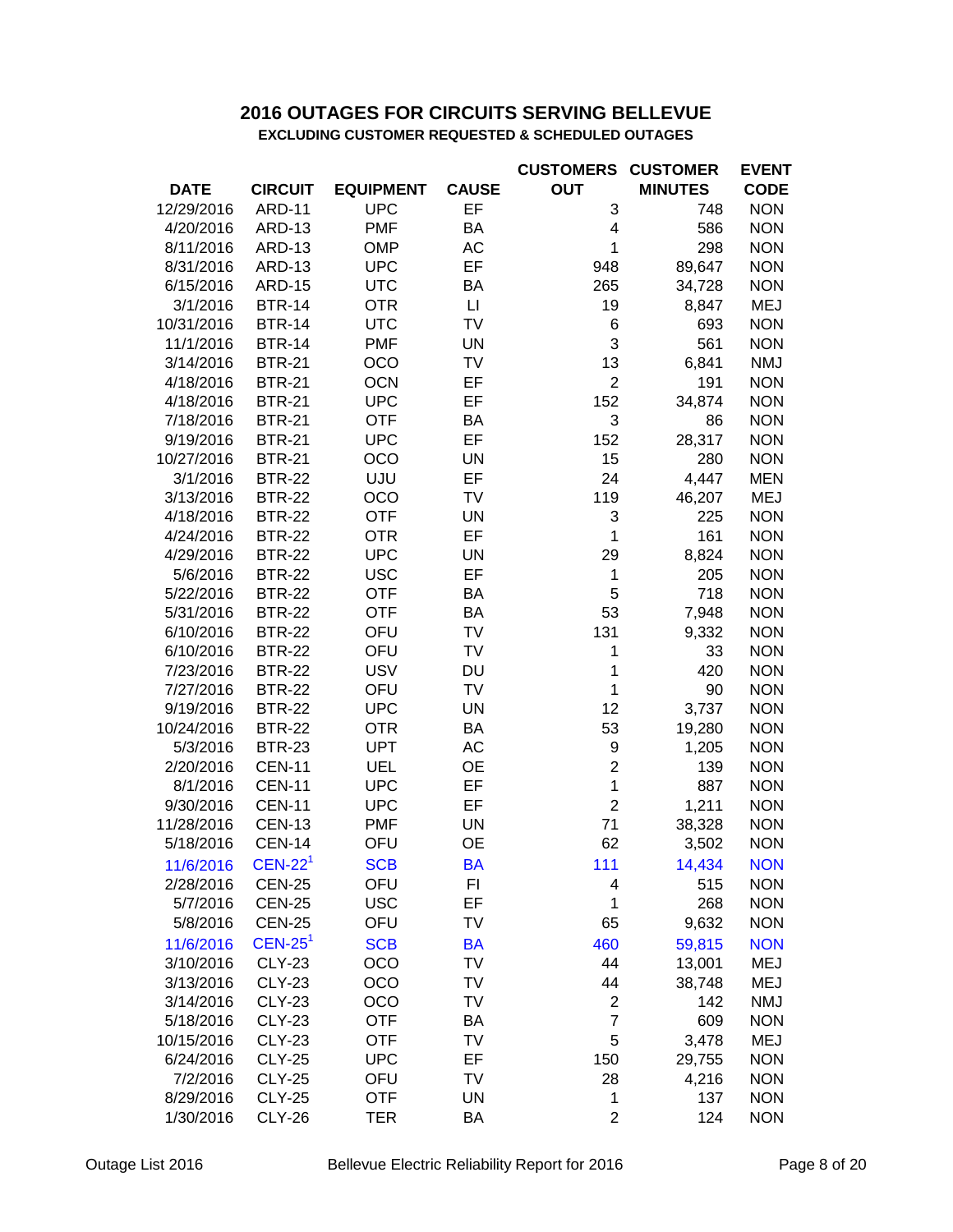## 2016 OUTAGES FOR CIRCUITS SERVING BELLEVUE

### EXCLUDING CUSTOMER REQUESTED & SCHEDULED OUTAGES

| DATE | CIRCUIT | EQUIPMENT | CAUSE | CUSTOMERS OUT | CUSTOMER MINUTES | EVENT CODE |
|---|---|---|---|---|---|---|
| 12/29/2016 | ARD-11 | UPC | EF | 3 | 748 | NON |
| 4/20/2016 | ARD-13 | PMF | BA | 4 | 586 | NON |
| 8/11/2016 | ARD-13 | OMP | AC | 1 | 298 | NON |
| 8/31/2016 | ARD-13 | UPC | EF | 948 | 89,647 | NON |
| 6/15/2016 | ARD-15 | UTC | BA | 265 | 34,728 | NON |
| 3/1/2016 | BTR-14 | OTR | LI | 19 | 8,847 | MEJ |
| 10/31/2016 | BTR-14 | UTC | TV | 6 | 693 | NON |
| 11/1/2016 | BTR-14 | PMF | UN | 3 | 561 | NON |
| 3/14/2016 | BTR-21 | OCO | TV | 13 | 6,841 | NMJ |
| 4/18/2016 | BTR-21 | OCN | EF | 2 | 191 | NON |
| 4/18/2016 | BTR-21 | UPC | EF | 152 | 34,874 | NON |
| 7/18/2016 | BTR-21 | OTF | BA | 3 | 86 | NON |
| 9/19/2016 | BTR-21 | UPC | EF | 152 | 28,317 | NON |
| 10/27/2016 | BTR-21 | OCO | UN | 15 | 280 | NON |
| 3/1/2016 | BTR-22 | UJU | EF | 24 | 4,447 | MEN |
| 3/13/2016 | BTR-22 | OCO | TV | 119 | 46,207 | MEJ |
| 4/18/2016 | BTR-22 | OTF | UN | 3 | 225 | NON |
| 4/24/2016 | BTR-22 | OTR | EF | 1 | 161 | NON |
| 4/29/2016 | BTR-22 | UPC | UN | 29 | 8,824 | NON |
| 5/6/2016 | BTR-22 | USC | EF | 1 | 205 | NON |
| 5/22/2016 | BTR-22 | OTF | BA | 5 | 718 | NON |
| 5/31/2016 | BTR-22 | OTF | BA | 53 | 7,948 | NON |
| 6/10/2016 | BTR-22 | OFU | TV | 131 | 9,332 | NON |
| 6/10/2016 | BTR-22 | OFU | TV | 1 | 33 | NON |
| 7/23/2016 | BTR-22 | USV | DU | 1 | 420 | NON |
| 7/27/2016 | BTR-22 | OFU | TV | 1 | 90 | NON |
| 9/19/2016 | BTR-22 | UPC | UN | 12 | 3,737 | NON |
| 10/24/2016 | BTR-22 | OTR | BA | 53 | 19,280 | NON |
| 5/3/2016 | BTR-23 | UPT | AC | 9 | 1,205 | NON |
| 2/20/2016 | CEN-11 | UEL | OE | 2 | 139 | NON |
| 8/1/2016 | CEN-11 | UPC | EF | 1 | 887 | NON |
| 9/30/2016 | CEN-11 | UPC | EF | 2 | 1,211 | NON |
| 11/28/2016 | CEN-13 | PMF | UN | 71 | 38,328 | NON |
| 5/18/2016 | CEN-14 | OFU | OE | 62 | 3,502 | NON |
| 11/6/2016 | CEN-22[1] | SCB | BA | 111 | 14,434 | NON |
| 2/28/2016 | CEN-25 | OFU | FI | 4 | 515 | NON |
| 5/7/2016 | CEN-25 | USC | EF | 1 | 268 | NON |
| 5/8/2016 | CEN-25 | OFU | TV | 65 | 9,632 | NON |
| 11/6/2016 | CEN-25[1] | SCB | BA | 460 | 59,815 | NON |
| 3/10/2016 | CLY-23 | OCO | TV | 44 | 13,001 | MEJ |
| 3/13/2016 | CLY-23 | OCO | TV | 44 | 38,748 | MEJ |
| 3/14/2016 | CLY-23 | OCO | TV | 2 | 142 | NMJ |
| 5/18/2016 | CLY-23 | OTF | BA | 7 | 609 | NON |
| 10/15/2016 | CLY-23 | OTF | TV | 5 | 3,478 | MEJ |
| 6/24/2016 | CLY-25 | UPC | EF | 150 | 29,755 | NON |
| 7/2/2016 | CLY-25 | OFU | TV | 28 | 4,216 | NON |
| 8/29/2016 | CLY-25 | OTF | UN | 1 | 137 | NON |
| 1/30/2016 | CLY-26 | TER | BA | 2 | 124 | NON |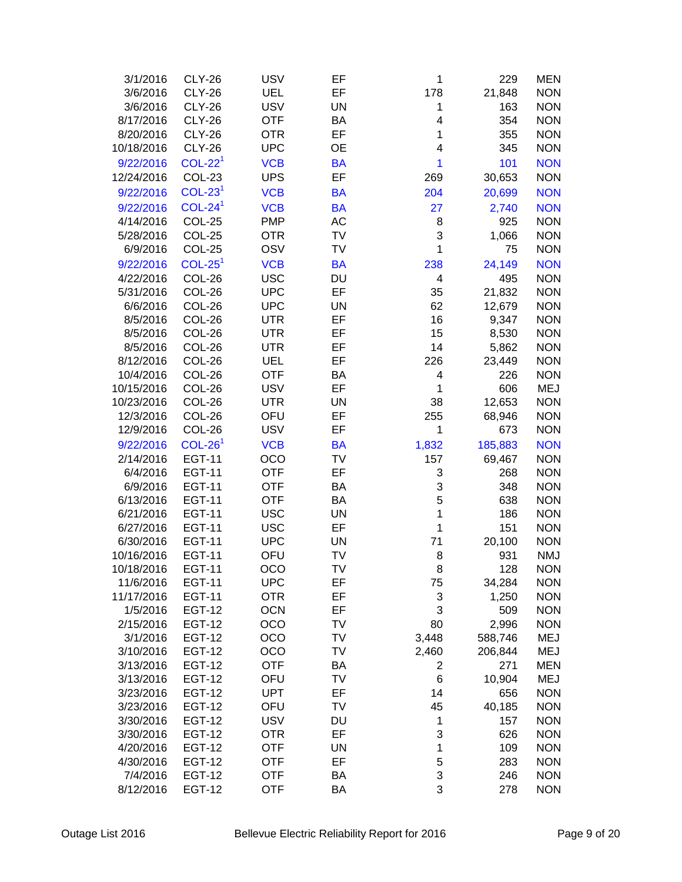| | | | | | | |
|---|---|---|---|---|---|---|
| 3/1/2016 | CLY-26 | USV | EF | 1 | 229 | MEN |
| 3/6/2016 | CLY-26 | UEL | EF | 178 | 21,848 | NON |
| 3/6/2016 | CLY-26 | USV | UN | 1 | 163 | NON |
| 8/17/2016 | CLY-26 | OTF | BA | 4 | 354 | NON |
| 8/20/2016 | CLY-26 | OTR | EF | 1 | 355 | NON |
| 10/18/2016 | CLY-26 | UPC | OE | 4 | 345 | NON |
| 9/22/2016 | COL-22[1] | VCB | BA | 1 | 101 | NON |
| 12/24/2016 | COL-23 | UPS | EF | 269 | 30,653 | NON |
| 9/22/2016 | COL-23[1] | VCB | BA | 204 | 20,699 | NON |
| 9/22/2016 | COL-24[1] | VCB | BA | 27 | 2,740 | NON |
| 4/14/2016 | COL-25 | PMP | AC | 8 | 925 | NON |
| 5/28/2016 | COL-25 | OTR | TV | 3 | 1,066 | NON |
| 6/9/2016 | COL-25 | OSV | TV | 1 | 75 | NON |
| 9/22/2016 | COL-25[1] | VCB | BA | 238 | 24,149 | NON |
| 4/22/2016 | COL-26 | USC | DU | 4 | 495 | NON |
| 5/31/2016 | COL-26 | UPC | EF | 35 | 21,832 | NON |
| 6/6/2016 | COL-26 | UPC | UN | 62 | 12,679 | NON |
| 8/5/2016 | COL-26 | UTR | EF | 16 | 9,347 | NON |
| 8/5/2016 | COL-26 | UTR | EF | 15 | 8,530 | NON |
| 8/5/2016 | COL-26 | UTR | EF | 14 | 5,862 | NON |
| 8/12/2016 | COL-26 | UEL | EF | 226 | 23,449 | NON |
| 10/4/2016 | COL-26 | OTF | BA | 4 | 226 | NON |
| 10/15/2016 | COL-26 | USV | EF | 1 | 606 | MEJ |
| 10/23/2016 | COL-26 | UTR | UN | 38 | 12,653 | NON |
| 12/3/2016 | COL-26 | OFU | EF | 255 | 68,946 | NON |
| 12/9/2016 | COL-26 | USV | EF | 1 | 673 | NON |
| 9/22/2016 | COL-26[1] | VCB | BA | 1,832 | 185,883 | NON |
| 2/14/2016 | EGT-11 | OCO | TV | 157 | 69,467 | NON |
| 6/4/2016 | EGT-11 | OTF | EF | 3 | 268 | NON |
| 6/9/2016 | EGT-11 | OTF | BA | 3 | 348 | NON |
| 6/13/2016 | EGT-11 | OTF | BA | 5 | 638 | NON |
| 6/21/2016 | EGT-11 | USC | UN | 1 | 186 | NON |
| 6/27/2016 | EGT-11 | USC | EF | 1 | 151 | NON |
| 6/30/2016 | EGT-11 | UPC | UN | 71 | 20,100 | NON |
| 10/16/2016 | EGT-11 | OFU | TV | 8 | 931 | NMJ |
| 10/18/2016 | EGT-11 | OCO | TV | 8 | 128 | NON |
| 11/6/2016 | EGT-11 | UPC | EF | 75 | 34,284 | NON |
| 11/17/2016 | EGT-11 | OTR | EF | 3 | 1,250 | NON |
| 1/5/2016 | EGT-12 | OCN | EF | 3 | 509 | NON |
| 2/15/2016 | EGT-12 | OCO | TV | 80 | 2,996 | NON |
| 3/1/2016 | EGT-12 | OCO | TV | 3,448 | 588,746 | MEJ |
| 3/10/2016 | EGT-12 | OCO | TV | 2,460 | 206,844 | MEJ |
| 3/13/2016 | EGT-12 | OTF | BA | 2 | 271 | MEN |
| 3/13/2016 | EGT-12 | OFU | TV | 6 | 10,904 | MEJ |
| 3/23/2016 | EGT-12 | UPT | EF | 14 | 656 | NON |
| 3/23/2016 | EGT-12 | OFU | TV | 45 | 40,185 | NON |
| 3/30/2016 | EGT-12 | USV | DU | 1 | 157 | NON |
| 3/30/2016 | EGT-12 | OTR | EF | 3 | 626 | NON |
| 4/20/2016 | EGT-12 | OTF | UN | 1 | 109 | NON |
| 4/30/2016 | EGT-12 | OTF | EF | 5 | 283 | NON |
| 7/4/2016 | EGT-12 | OTF | BA | 3 | 246 | NON |
| 8/12/2016 | EGT-12 | OTF | BA | 3 | 278 | NON |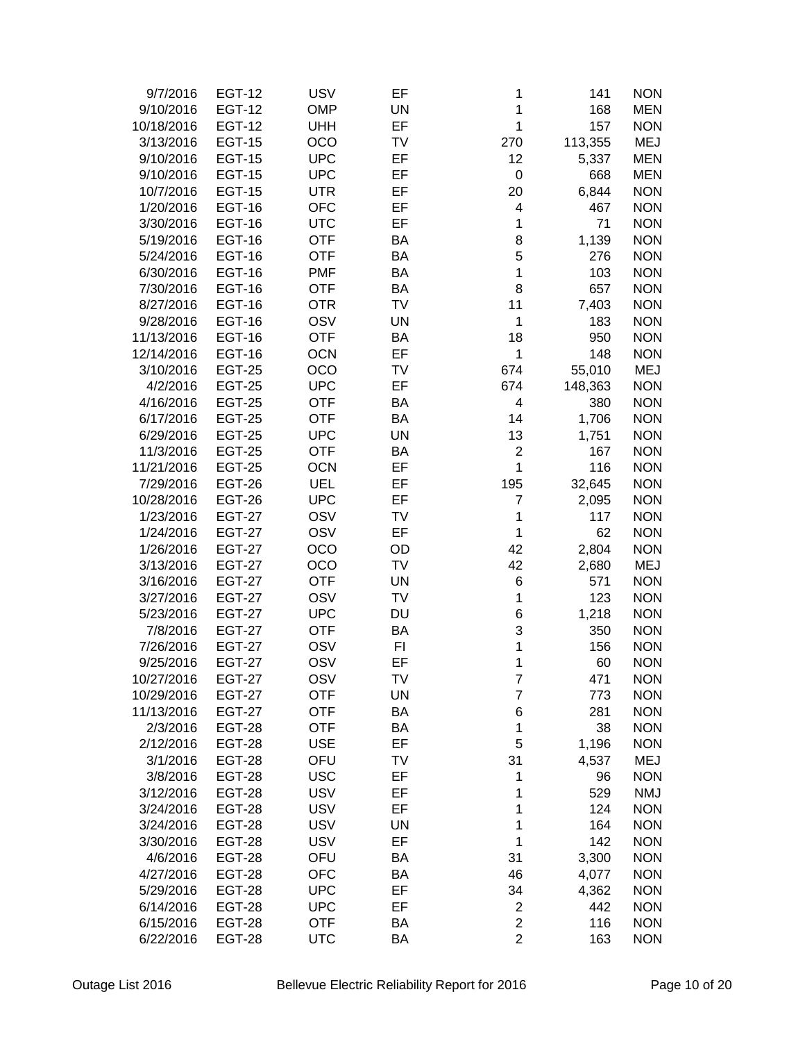| | | | | | | |
|---|---|---|---|---|---|---|
| 9/7/2016 | EGT-12 | USV | EF | 1 | 141 | NON |
| 9/10/2016 | EGT-12 | OMP | UN | 1 | 168 | MEN |
| 10/18/2016 | EGT-12 | UHH | EF | 1 | 157 | NON |
| 3/13/2016 | EGT-15 | OCO | TV | 270 | 113,355 | MEJ |
| 9/10/2016 | EGT-15 | UPC | EF | 12 | 5,337 | MEN |
| 9/10/2016 | EGT-15 | UPC | EF | 0 | 668 | MEN |
| 10/7/2016 | EGT-15 | UTR | EF | 20 | 6,844 | NON |
| 1/20/2016 | EGT-16 | OFC | EF | 4 | 467 | NON |
| 3/30/2016 | EGT-16 | UTC | EF | 1 | 71 | NON |
| 5/19/2016 | EGT-16 | OTF | BA | 8 | 1,139 | NON |
| 5/24/2016 | EGT-16 | OTF | BA | 5 | 276 | NON |
| 6/30/2016 | EGT-16 | PMF | BA | 1 | 103 | NON |
| 7/30/2016 | EGT-16 | OTF | BA | 8 | 657 | NON |
| 8/27/2016 | EGT-16 | OTR | TV | 11 | 7,403 | NON |
| 9/28/2016 | EGT-16 | OSV | UN | 1 | 183 | NON |
| 11/13/2016 | EGT-16 | OTF | BA | 18 | 950 | NON |
| 12/14/2016 | EGT-16 | OCN | EF | 1 | 148 | NON |
| 3/10/2016 | EGT-25 | OCO | TV | 674 | 55,010 | MEJ |
| 4/2/2016 | EGT-25 | UPC | EF | 674 | 148,363 | NON |
| 4/16/2016 | EGT-25 | OTF | BA | 4 | 380 | NON |
| 6/17/2016 | EGT-25 | OTF | BA | 14 | 1,706 | NON |
| 6/29/2016 | EGT-25 | UPC | UN | 13 | 1,751 | NON |
| 11/3/2016 | EGT-25 | OTF | BA | 2 | 167 | NON |
| 11/21/2016 | EGT-25 | OCN | EF | 1 | 116 | NON |
| 7/29/2016 | EGT-26 | UEL | EF | 195 | 32,645 | NON |
| 10/28/2016 | EGT-26 | UPC | EF | 7 | 2,095 | NON |
| 1/23/2016 | EGT-27 | OSV | TV | 1 | 117 | NON |
| 1/24/2016 | EGT-27 | OSV | EF | 1 | 62 | NON |
| 1/26/2016 | EGT-27 | OCO | OD | 42 | 2,804 | NON |
| 3/13/2016 | EGT-27 | OCO | TV | 42 | 2,680 | MEJ |
| 3/16/2016 | EGT-27 | OTF | UN | 6 | 571 | NON |
| 3/27/2016 | EGT-27 | OSV | TV | 1 | 123 | NON |
| 5/23/2016 | EGT-27 | UPC | DU | 6 | 1,218 | NON |
| 7/8/2016 | EGT-27 | OTF | BA | 3 | 350 | NON |
| 7/26/2016 | EGT-27 | OSV | FI | 1 | 156 | NON |
| 9/25/2016 | EGT-27 | OSV | EF | 1 | 60 | NON |
| 10/27/2016 | EGT-27 | OSV | TV | 7 | 471 | NON |
| 10/29/2016 | EGT-27 | OTF | UN | 7 | 773 | NON |
| 11/13/2016 | EGT-27 | OTF | BA | 6 | 281 | NON |
| 2/3/2016 | EGT-28 | OTF | BA | 1 | 38 | NON |
| 2/12/2016 | EGT-28 | USE | EF | 5 | 1,196 | NON |
| 3/1/2016 | EGT-28 | OFU | TV | 31 | 4,537 | MEJ |
| 3/8/2016 | EGT-28 | USC | EF | 1 | 96 | NON |
| 3/12/2016 | EGT-28 | USV | EF | 1 | 529 | NMJ |
| 3/24/2016 | EGT-28 | USV | EF | 1 | 124 | NON |
| 3/24/2016 | EGT-28 | USV | UN | 1 | 164 | NON |
| 3/30/2016 | EGT-28 | USV | EF | 1 | 142 | NON |
| 4/6/2016 | EGT-28 | OFU | BA | 31 | 3,300 | NON |
| 4/27/2016 | EGT-28 | OFC | BA | 46 | 4,077 | NON |
| 5/29/2016 | EGT-28 | UPC | EF | 34 | 4,362 | NON |
| 6/14/2016 | EGT-28 | UPC | EF | 2 | 442 | NON |
| 6/15/2016 | EGT-28 | OTF | BA | 2 | 116 | NON |
| 6/22/2016 | EGT-28 | UTC | BA | 2 | 163 | NON |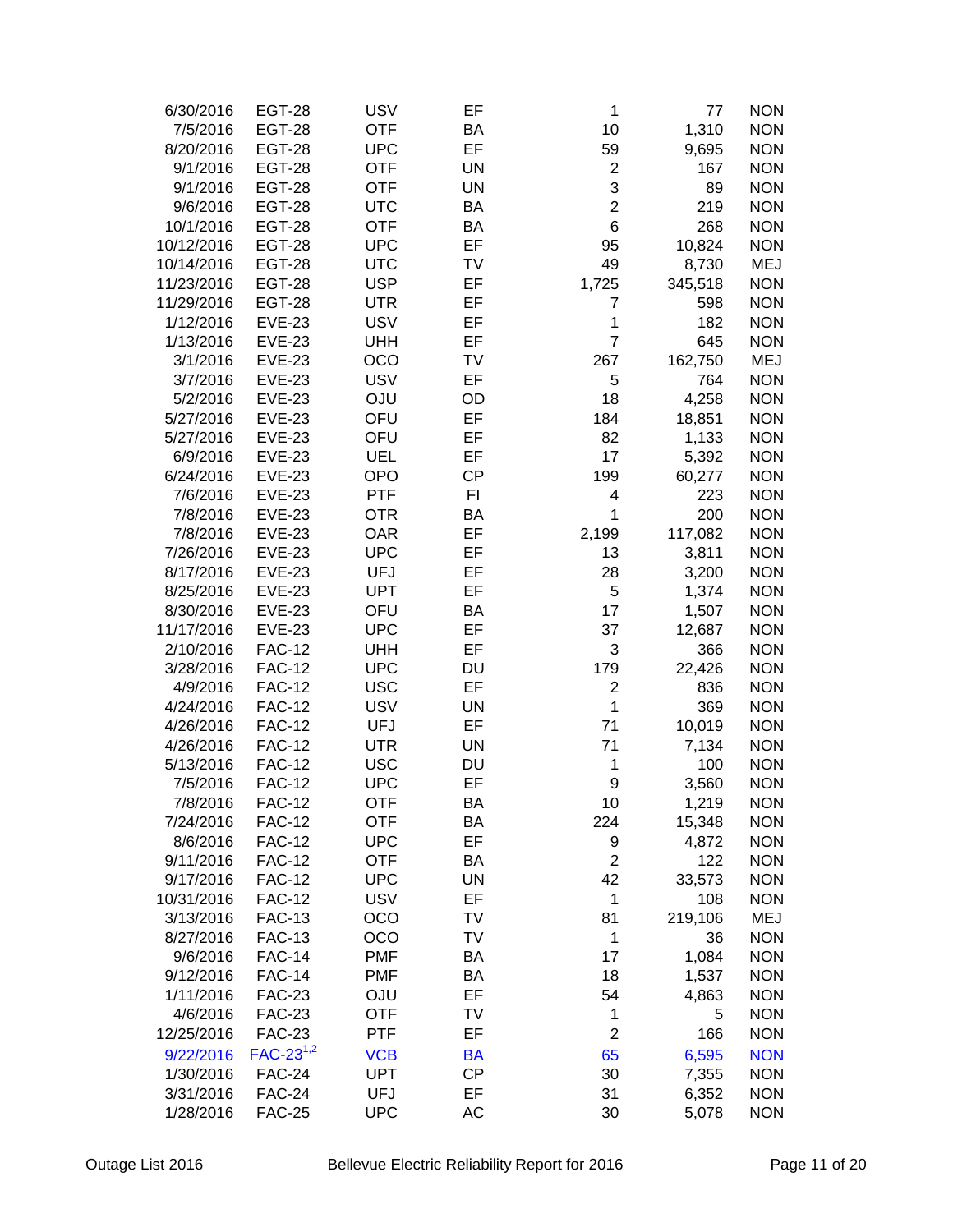| | | | | | | |
|---|---|---|---|---|---|---|
| 6/30/2016 | EGT-28 | USV | EF | 1 | 77 | NON |
| 7/5/2016 | EGT-28 | OTF | BA | 10 | 1,310 | NON |
| 8/20/2016 | EGT-28 | UPC | EF | 59 | 9,695 | NON |
| 9/1/2016 | EGT-28 | OTF | UN | 2 | 167 | NON |
| 9/1/2016 | EGT-28 | OTF | UN | 3 | 89 | NON |
| 9/6/2016 | EGT-28 | UTC | BA | 2 | 219 | NON |
| 10/1/2016 | EGT-28 | OTF | BA | 6 | 268 | NON |
| 10/12/2016 | EGT-28 | UPC | EF | 95 | 10,824 | NON |
| 10/14/2016 | EGT-28 | UTC | TV | 49 | 8,730 | MEJ |
| 11/23/2016 | EGT-28 | USP | EF | 1,725 | 345,518 | NON |
| 11/29/2016 | EGT-28 | UTR | EF | 7 | 598 | NON |
| 1/12/2016 | EVE-23 | USV | EF | 1 | 182 | NON |
| 1/13/2016 | EVE-23 | UHH | EF | 7 | 645 | NON |
| 3/1/2016 | EVE-23 | OCO | TV | 267 | 162,750 | MEJ |
| 3/7/2016 | EVE-23 | USV | EF | 5 | 764 | NON |
| 5/2/2016 | EVE-23 | OJU | OD | 18 | 4,258 | NON |
| 5/27/2016 | EVE-23 | OFU | EF | 184 | 18,851 | NON |
| 5/27/2016 | EVE-23 | OFU | EF | 82 | 1,133 | NON |
| 6/9/2016 | EVE-23 | UEL | EF | 17 | 5,392 | NON |
| 6/24/2016 | EVE-23 | OPO | CP | 199 | 60,277 | NON |
| 7/6/2016 | EVE-23 | PTF | FI | 4 | 223 | NON |
| 7/8/2016 | EVE-23 | OTR | BA | 1 | 200 | NON |
| 7/8/2016 | EVE-23 | OAR | EF | 2,199 | 117,082 | NON |
| 7/26/2016 | EVE-23 | UPC | EF | 13 | 3,811 | NON |
| 8/17/2016 | EVE-23 | UFJ | EF | 28 | 3,200 | NON |
| 8/25/2016 | EVE-23 | UPT | EF | 5 | 1,374 | NON |
| 8/30/2016 | EVE-23 | OFU | BA | 17 | 1,507 | NON |
| 11/17/2016 | EVE-23 | UPC | EF | 37 | 12,687 | NON |
| 2/10/2016 | FAC-12 | UHH | EF | 3 | 366 | NON |
| 3/28/2016 | FAC-12 | UPC | DU | 179 | 22,426 | NON |
| 4/9/2016 | FAC-12 | USC | EF | 2 | 836 | NON |
| 4/24/2016 | FAC-12 | USV | UN | 1 | 369 | NON |
| 4/26/2016 | FAC-12 | UFJ | EF | 71 | 10,019 | NON |
| 4/26/2016 | FAC-12 | UTR | UN | 71 | 7,134 | NON |
| 5/13/2016 | FAC-12 | USC | DU | 1 | 100 | NON |
| 7/5/2016 | FAC-12 | UPC | EF | 9 | 3,560 | NON |
| 7/8/2016 | FAC-12 | OTF | BA | 10 | 1,219 | NON |
| 7/24/2016 | FAC-12 | OTF | BA | 224 | 15,348 | NON |
| 8/6/2016 | FAC-12 | UPC | EF | 9 | 4,872 | NON |
| 9/11/2016 | FAC-12 | OTF | BA | 2 | 122 | NON |
| 9/17/2016 | FAC-12 | UPC | UN | 42 | 33,573 | NON |
| 10/31/2016 | FAC-12 | USV | EF | 1 | 108 | NON |
| 3/13/2016 | FAC-13 | OCO | TV | 81 | 219,106 | MEJ |
| 8/27/2016 | FAC-13 | OCO | TV | 1 | 36 | NON |
| 9/6/2016 | FAC-14 | PMF | BA | 17 | 1,084 | NON |
| 9/12/2016 | FAC-14 | PMF | BA | 18 | 1,537 | NON |
| 1/11/2016 | FAC-23 | OJU | EF | 54 | 4,863 | NON |
| 4/6/2016 | FAC-23 | OTF | TV | 1 | 5 | NON |
| 12/25/2016 | FAC-23 | PTF | EF | 2 | 166 | NON |
| 9/22/2016 | FAC-23[1,2] | VCB | BA | 65 | 6,595 | NON |
| 1/30/2016 | FAC-24 | UPT | CP | 30 | 7,355 | NON |
| 3/31/2016 | FAC-24 | UFJ | EF | 31 | 6,352 | NON |
| 1/28/2016 | FAC-25 | UPC | AC | 30 | 5,078 | NON |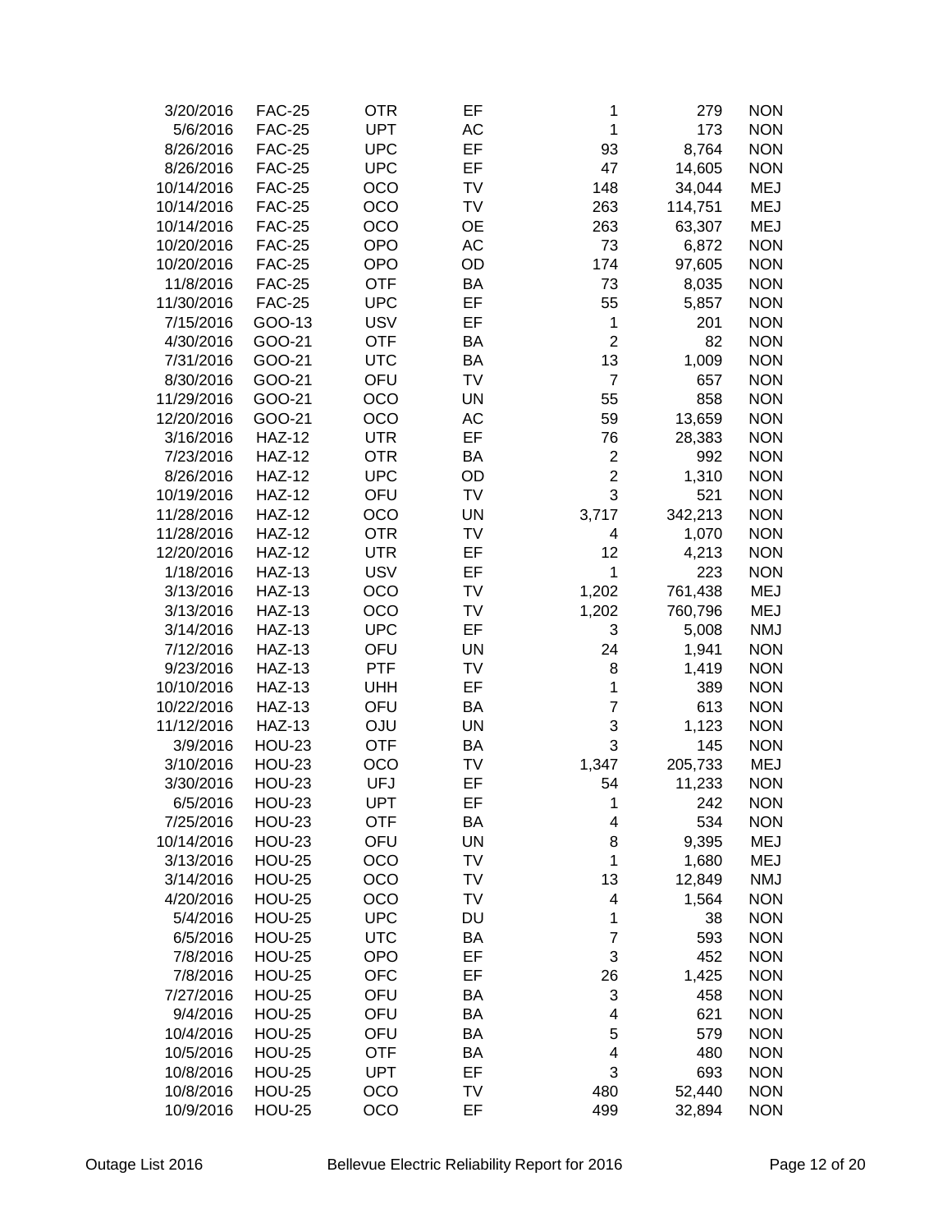| | | | | | | |
|---|---|---|---|---|---|---|
| 3/20/2016 | FAC-25 | OTR | EF | 1 | 279 | NON |
| 5/6/2016 | FAC-25 | UPT | AC | 1 | 173 | NON |
| 8/26/2016 | FAC-25 | UPC | EF | 93 | 8,764 | NON |
| 8/26/2016 | FAC-25 | UPC | EF | 47 | 14,605 | NON |
| 10/14/2016 | FAC-25 | OCO | TV | 148 | 34,044 | MEJ |
| 10/14/2016 | FAC-25 | OCO | TV | 263 | 114,751 | MEJ |
| 10/14/2016 | FAC-25 | OCO | OE | 263 | 63,307 | MEJ |
| 10/20/2016 | FAC-25 | OPO | AC | 73 | 6,872 | NON |
| 10/20/2016 | FAC-25 | OPO | OD | 174 | 97,605 | NON |
| 11/8/2016 | FAC-25 | OTF | BA | 73 | 8,035 | NON |
| 11/30/2016 | FAC-25 | UPC | EF | 55 | 5,857 | NON |
| 7/15/2016 | GOO-13 | USV | EF | 1 | 201 | NON |
| 4/30/2016 | GOO-21 | OTF | BA | 2 | 82 | NON |
| 7/31/2016 | GOO-21 | UTC | BA | 13 | 1,009 | NON |
| 8/30/2016 | GOO-21 | OFU | TV | 7 | 657 | NON |
| 11/29/2016 | GOO-21 | OCO | UN | 55 | 858 | NON |
| 12/20/2016 | GOO-21 | OCO | AC | 59 | 13,659 | NON |
| 3/16/2016 | HAZ-12 | UTR | EF | 76 | 28,383 | NON |
| 7/23/2016 | HAZ-12 | OTR | BA | 2 | 992 | NON |
| 8/26/2016 | HAZ-12 | UPC | OD | 2 | 1,310 | NON |
| 10/19/2016 | HAZ-12 | OFU | TV | 3 | 521 | NON |
| 11/28/2016 | HAZ-12 | OCO | UN | 3,717 | 342,213 | NON |
| 11/28/2016 | HAZ-12 | OTR | TV | 4 | 1,070 | NON |
| 12/20/2016 | HAZ-12 | UTR | EF | 12 | 4,213 | NON |
| 1/18/2016 | HAZ-13 | USV | EF | 1 | 223 | NON |
| 3/13/2016 | HAZ-13 | OCO | TV | 1,202 | 761,438 | MEJ |
| 3/13/2016 | HAZ-13 | OCO | TV | 1,202 | 760,796 | MEJ |
| 3/14/2016 | HAZ-13 | UPC | EF | 3 | 5,008 | NMJ |
| 7/12/2016 | HAZ-13 | OFU | UN | 24 | 1,941 | NON |
| 9/23/2016 | HAZ-13 | PTF | TV | 8 | 1,419 | NON |
| 10/10/2016 | HAZ-13 | UHH | EF | 1 | 389 | NON |
| 10/22/2016 | HAZ-13 | OFU | BA | 7 | 613 | NON |
| 11/12/2016 | HAZ-13 | OJU | UN | 3 | 1,123 | NON |
| 3/9/2016 | HOU-23 | OTF | BA | 3 | 145 | NON |
| 3/10/2016 | HOU-23 | OCO | TV | 1,347 | 205,733 | MEJ |
| 3/30/2016 | HOU-23 | UFJ | EF | 54 | 11,233 | NON |
| 6/5/2016 | HOU-23 | UPT | EF | 1 | 242 | NON |
| 7/25/2016 | HOU-23 | OTF | BA | 4 | 534 | NON |
| 10/14/2016 | HOU-23 | OFU | UN | 8 | 9,395 | MEJ |
| 3/13/2016 | HOU-25 | OCO | TV | 1 | 1,680 | MEJ |
| 3/14/2016 | HOU-25 | OCO | TV | 13 | 12,849 | NMJ |
| 4/20/2016 | HOU-25 | OCO | TV | 4 | 1,564 | NON |
| 5/4/2016 | HOU-25 | UPC | DU | 1 | 38 | NON |
| 6/5/2016 | HOU-25 | UTC | BA | 7 | 593 | NON |
| 7/8/2016 | HOU-25 | OPO | EF | 3 | 452 | NON |
| 7/8/2016 | HOU-25 | OFC | EF | 26 | 1,425 | NON |
| 7/27/2016 | HOU-25 | OFU | BA | 3 | 458 | NON |
| 9/4/2016 | HOU-25 | OFU | BA | 4 | 621 | NON |
| 10/4/2016 | HOU-25 | OFU | BA | 5 | 579 | NON |
| 10/5/2016 | HOU-25 | OTF | BA | 4 | 480 | NON |
| 10/8/2016 | HOU-25 | UPT | EF | 3 | 693 | NON |
| 10/8/2016 | HOU-25 | OCO | TV | 480 | 52,440 | NON |
| 10/9/2016 | HOU-25 | OCO | EF | 499 | 32,894 | NON |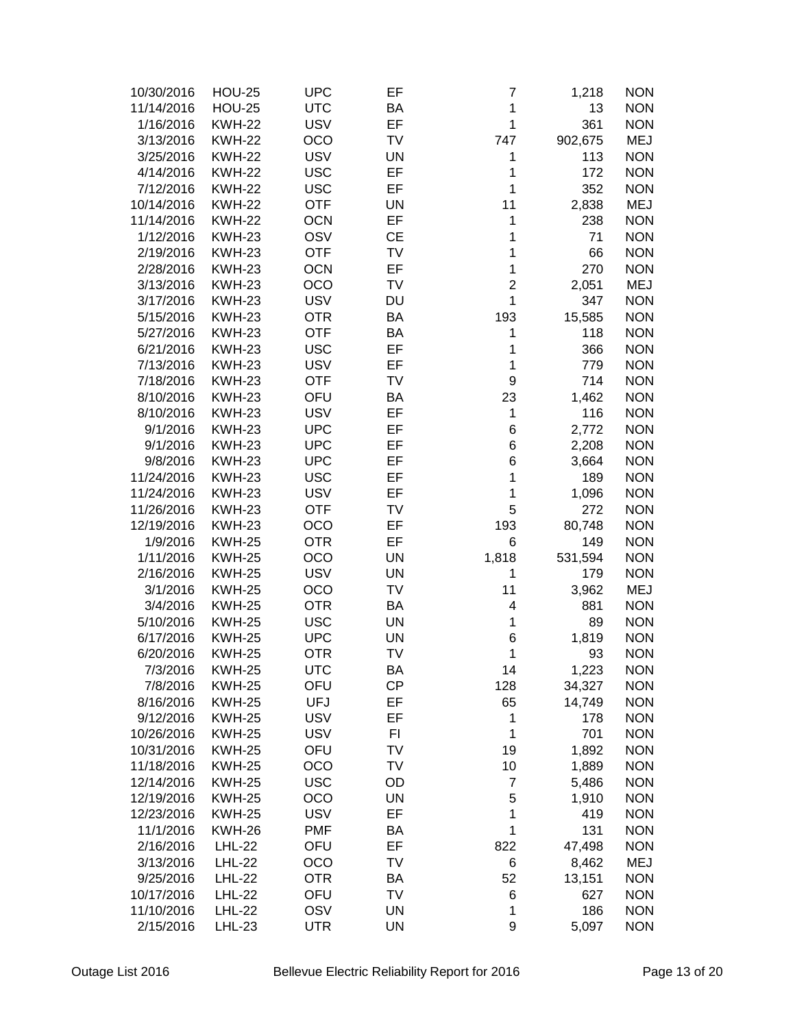| | | | | | | |
|---|---|---|---|---|---|---|
| 10/30/2016 | HOU-25 | UPC | EF | 7 | 1,218 | NON |
| 11/14/2016 | HOU-25 | UTC | BA | 1 | 13 | NON |
| 1/16/2016 | KWH-22 | USV | EF | 1 | 361 | NON |
| 3/13/2016 | KWH-22 | OCO | TV | 747 | 902,675 | MEJ |
| 3/25/2016 | KWH-22 | USV | UN | 1 | 113 | NON |
| 4/14/2016 | KWH-22 | USC | EF | 1 | 172 | NON |
| 7/12/2016 | KWH-22 | USC | EF | 1 | 352 | NON |
| 10/14/2016 | KWH-22 | OTF | UN | 11 | 2,838 | MEJ |
| 11/14/2016 | KWH-22 | OCN | EF | 1 | 238 | NON |
| 1/12/2016 | KWH-23 | OSV | CE | 1 | 71 | NON |
| 2/19/2016 | KWH-23 | OTF | TV | 1 | 66 | NON |
| 2/28/2016 | KWH-23 | OCN | EF | 1 | 270 | NON |
| 3/13/2016 | KWH-23 | OCO | TV | 2 | 2,051 | MEJ |
| 3/17/2016 | KWH-23 | USV | DU | 1 | 347 | NON |
| 5/15/2016 | KWH-23 | OTR | BA | 193 | 15,585 | NON |
| 5/27/2016 | KWH-23 | OTF | BA | 1 | 118 | NON |
| 6/21/2016 | KWH-23 | USC | EF | 1 | 366 | NON |
| 7/13/2016 | KWH-23 | USV | EF | 1 | 779 | NON |
| 7/18/2016 | KWH-23 | OTF | TV | 9 | 714 | NON |
| 8/10/2016 | KWH-23 | OFU | BA | 23 | 1,462 | NON |
| 8/10/2016 | KWH-23 | USV | EF | 1 | 116 | NON |
| 9/1/2016 | KWH-23 | UPC | EF | 6 | 2,772 | NON |
| 9/1/2016 | KWH-23 | UPC | EF | 6 | 2,208 | NON |
| 9/8/2016 | KWH-23 | UPC | EF | 6 | 3,664 | NON |
| 11/24/2016 | KWH-23 | USC | EF | 1 | 189 | NON |
| 11/24/2016 | KWH-23 | USV | EF | 1 | 1,096 | NON |
| 11/26/2016 | KWH-23 | OTF | TV | 5 | 272 | NON |
| 12/19/2016 | KWH-23 | OCO | EF | 193 | 80,748 | NON |
| 1/9/2016 | KWH-25 | OTR | EF | 6 | 149 | NON |
| 1/11/2016 | KWH-25 | OCO | UN | 1,818 | 531,594 | NON |
| 2/16/2016 | KWH-25 | USV | UN | 1 | 179 | NON |
| 3/1/2016 | KWH-25 | OCO | TV | 11 | 3,962 | MEJ |
| 3/4/2016 | KWH-25 | OTR | BA | 4 | 881 | NON |
| 5/10/2016 | KWH-25 | USC | UN | 1 | 89 | NON |
| 6/17/2016 | KWH-25 | UPC | UN | 6 | 1,819 | NON |
| 6/20/2016 | KWH-25 | OTR | TV | 1 | 93 | NON |
| 7/3/2016 | KWH-25 | UTC | BA | 14 | 1,223 | NON |
| 7/8/2016 | KWH-25 | OFU | CP | 128 | 34,327 | NON |
| 8/16/2016 | KWH-25 | UFJ | EF | 65 | 14,749 | NON |
| 9/12/2016 | KWH-25 | USV | EF | 1 | 178 | NON |
| 10/26/2016 | KWH-25 | USV | FI | 1 | 701 | NON |
| 10/31/2016 | KWH-25 | OFU | TV | 19 | 1,892 | NON |
| 11/18/2016 | KWH-25 | OCO | TV | 10 | 1,889 | NON |
| 12/14/2016 | KWH-25 | USC | OD | 7 | 5,486 | NON |
| 12/19/2016 | KWH-25 | OCO | UN | 5 | 1,910 | NON |
| 12/23/2016 | KWH-25 | USV | EF | 1 | 419 | NON |
| 11/1/2016 | KWH-26 | PMF | BA | 1 | 131 | NON |
| 2/16/2016 | LHL-22 | OFU | EF | 822 | 47,498 | NON |
| 3/13/2016 | LHL-22 | OCO | TV | 6 | 8,462 | MEJ |
| 9/25/2016 | LHL-22 | OTR | BA | 52 | 13,151 | NON |
| 10/17/2016 | LHL-22 | OFU | TV | 6 | 627 | NON |
| 11/10/2016 | LHL-22 | OSV | UN | 1 | 186 | NON |
| 2/15/2016 | LHL-23 | UTR | UN | 9 | 5,097 | NON |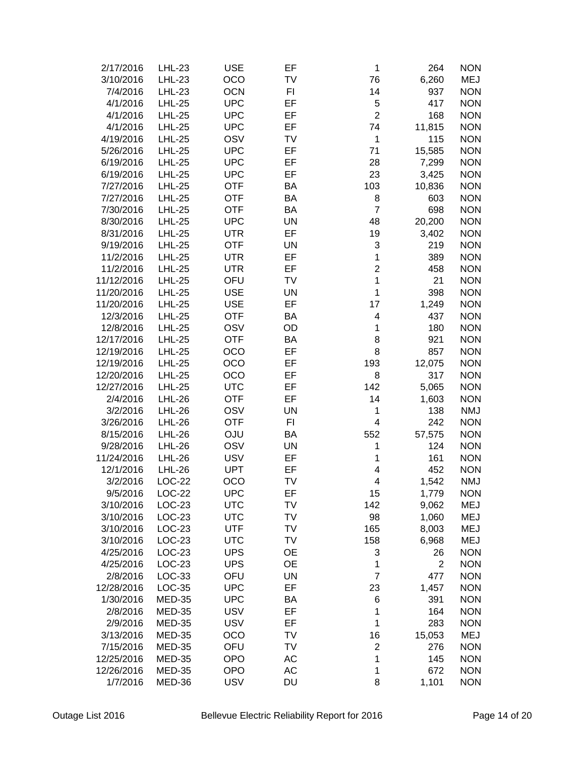| | | | | | | |
|---|---|---|---|---|---|---|
| 2/17/2016 | LHL-23 | USE | EF | 1 | 264 | NON |
| 3/10/2016 | LHL-23 | OCO | TV | 76 | 6,260 | MEJ |
| 7/4/2016 | LHL-23 | OCN | FI | 14 | 937 | NON |
| 4/1/2016 | LHL-25 | UPC | EF | 5 | 417 | NON |
| 4/1/2016 | LHL-25 | UPC | EF | 2 | 168 | NON |
| 4/1/2016 | LHL-25 | UPC | EF | 74 | 11,815 | NON |
| 4/19/2016 | LHL-25 | OSV | TV | 1 | 115 | NON |
| 5/26/2016 | LHL-25 | UPC | EF | 71 | 15,585 | NON |
| 6/19/2016 | LHL-25 | UPC | EF | 28 | 7,299 | NON |
| 6/19/2016 | LHL-25 | UPC | EF | 23 | 3,425 | NON |
| 7/27/2016 | LHL-25 | OTF | BA | 103 | 10,836 | NON |
| 7/27/2016 | LHL-25 | OTF | BA | 8 | 603 | NON |
| 7/30/2016 | LHL-25 | OTF | BA | 7 | 698 | NON |
| 8/30/2016 | LHL-25 | UPC | UN | 48 | 20,200 | NON |
| 8/31/2016 | LHL-25 | UTR | EF | 19 | 3,402 | NON |
| 9/19/2016 | LHL-25 | OTF | UN | 3 | 219 | NON |
| 11/2/2016 | LHL-25 | UTR | EF | 1 | 389 | NON |
| 11/2/2016 | LHL-25 | UTR | EF | 2 | 458 | NON |
| 11/12/2016 | LHL-25 | OFU | TV | 1 | 21 | NON |
| 11/20/2016 | LHL-25 | USE | UN | 1 | 398 | NON |
| 11/20/2016 | LHL-25 | USE | EF | 17 | 1,249 | NON |
| 12/3/2016 | LHL-25 | OTF | BA | 4 | 437 | NON |
| 12/8/2016 | LHL-25 | OSV | OD | 1 | 180 | NON |
| 12/17/2016 | LHL-25 | OTF | BA | 8 | 921 | NON |
| 12/19/2016 | LHL-25 | OCO | EF | 8 | 857 | NON |
| 12/19/2016 | LHL-25 | OCO | EF | 193 | 12,075 | NON |
| 12/20/2016 | LHL-25 | OCO | EF | 8 | 317 | NON |
| 12/27/2016 | LHL-25 | UTC | EF | 142 | 5,065 | NON |
| 2/4/2016 | LHL-26 | OTF | EF | 14 | 1,603 | NON |
| 3/2/2016 | LHL-26 | OSV | UN | 1 | 138 | NMJ |
| 3/26/2016 | LHL-26 | OTF | FI | 4 | 242 | NON |
| 8/15/2016 | LHL-26 | OJU | BA | 552 | 57,575 | NON |
| 9/28/2016 | LHL-26 | OSV | UN | 1 | 124 | NON |
| 11/24/2016 | LHL-26 | USV | EF | 1 | 161 | NON |
| 12/1/2016 | LHL-26 | UPT | EF | 4 | 452 | NON |
| 3/2/2016 | LOC-22 | OCO | TV | 4 | 1,542 | NMJ |
| 9/5/2016 | LOC-22 | UPC | EF | 15 | 1,779 | NON |
| 3/10/2016 | LOC-23 | UTC | TV | 142 | 9,062 | MEJ |
| 3/10/2016 | LOC-23 | UTC | TV | 98 | 1,060 | MEJ |
| 3/10/2016 | LOC-23 | UTF | TV | 165 | 8,003 | MEJ |
| 3/10/2016 | LOC-23 | UTC | TV | 158 | 6,968 | MEJ |
| 4/25/2016 | LOC-23 | UPS | OE | 3 | 26 | NON |
| 4/25/2016 | LOC-23 | UPS | OE | 1 | 2 | NON |
| 2/8/2016 | LOC-33 | OFU | UN | 7 | 477 | NON |
| 12/28/2016 | LOC-35 | UPC | EF | 23 | 1,457 | NON |
| 1/30/2016 | MED-35 | UPC | BA | 6 | 391 | NON |
| 2/8/2016 | MED-35 | USV | EF | 1 | 164 | NON |
| 2/9/2016 | MED-35 | USV | EF | 1 | 283 | NON |
| 3/13/2016 | MED-35 | OCO | TV | 16 | 15,053 | MEJ |
| 7/15/2016 | MED-35 | OFU | TV | 2 | 276 | NON |
| 12/25/2016 | MED-35 | OPO | AC | 1 | 145 | NON |
| 12/26/2016 | MED-35 | OPO | AC | 1 | 672 | NON |
| 1/7/2016 | MED-36 | USV | DU | 8 | 1,101 | NON |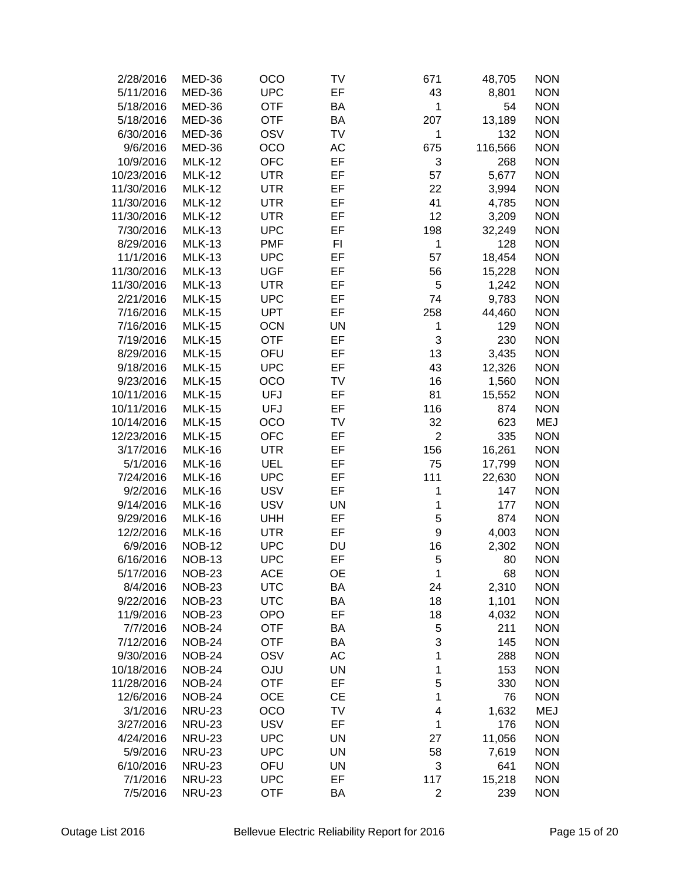| | | | | | | |
|---|---|---|---|---|---|---|
| 2/28/2016 | MED-36 | OCO | TV | 671 | 48,705 | NON |
| 5/11/2016 | MED-36 | UPC | EF | 43 | 8,801 | NON |
| 5/18/2016 | MED-36 | OTF | BA | 1 | 54 | NON |
| 5/18/2016 | MED-36 | OTF | BA | 207 | 13,189 | NON |
| 6/30/2016 | MED-36 | OSV | TV | 1 | 132 | NON |
| 9/6/2016 | MED-36 | OCO | AC | 675 | 116,566 | NON |
| 10/9/2016 | MLK-12 | OFC | EF | 3 | 268 | NON |
| 10/23/2016 | MLK-12 | UTR | EF | 57 | 5,677 | NON |
| 11/30/2016 | MLK-12 | UTR | EF | 22 | 3,994 | NON |
| 11/30/2016 | MLK-12 | UTR | EF | 41 | 4,785 | NON |
| 11/30/2016 | MLK-12 | UTR | EF | 12 | 3,209 | NON |
| 7/30/2016 | MLK-13 | UPC | EF | 198 | 32,249 | NON |
| 8/29/2016 | MLK-13 | PMF | FI | 1 | 128 | NON |
| 11/1/2016 | MLK-13 | UPC | EF | 57 | 18,454 | NON |
| 11/30/2016 | MLK-13 | UGF | EF | 56 | 15,228 | NON |
| 11/30/2016 | MLK-13 | UTR | EF | 5 | 1,242 | NON |
| 2/21/2016 | MLK-15 | UPC | EF | 74 | 9,783 | NON |
| 7/16/2016 | MLK-15 | UPT | EF | 258 | 44,460 | NON |
| 7/16/2016 | MLK-15 | OCN | UN | 1 | 129 | NON |
| 7/19/2016 | MLK-15 | OTF | EF | 3 | 230 | NON |
| 8/29/2016 | MLK-15 | OFU | EF | 13 | 3,435 | NON |
| 9/18/2016 | MLK-15 | UPC | EF | 43 | 12,326 | NON |
| 9/23/2016 | MLK-15 | OCO | TV | 16 | 1,560 | NON |
| 10/11/2016 | MLK-15 | UFJ | EF | 81 | 15,552 | NON |
| 10/11/2016 | MLK-15 | UFJ | EF | 116 | 874 | NON |
| 10/14/2016 | MLK-15 | OCO | TV | 32 | 623 | MEJ |
| 12/23/2016 | MLK-15 | OFC | EF | 2 | 335 | NON |
| 3/17/2016 | MLK-16 | UTR | EF | 156 | 16,261 | NON |
| 5/1/2016 | MLK-16 | UEL | EF | 75 | 17,799 | NON |
| 7/24/2016 | MLK-16 | UPC | EF | 111 | 22,630 | NON |
| 9/2/2016 | MLK-16 | USV | EF | 1 | 147 | NON |
| 9/14/2016 | MLK-16 | USV | UN | 1 | 177 | NON |
| 9/29/2016 | MLK-16 | UHH | EF | 5 | 874 | NON |
| 12/2/2016 | MLK-16 | UTR | EF | 9 | 4,003 | NON |
| 6/9/2016 | NOB-12 | UPC | DU | 16 | 2,302 | NON |
| 6/16/2016 | NOB-13 | UPC | EF | 5 | 80 | NON |
| 5/17/2016 | NOB-23 | ACE | OE | 1 | 68 | NON |
| 8/4/2016 | NOB-23 | UTC | BA | 24 | 2,310 | NON |
| 9/22/2016 | NOB-23 | UTC | BA | 18 | 1,101 | NON |
| 11/9/2016 | NOB-23 | OPO | EF | 18 | 4,032 | NON |
| 7/7/2016 | NOB-24 | OTF | BA | 5 | 211 | NON |
| 7/12/2016 | NOB-24 | OTF | BA | 3 | 145 | NON |
| 9/30/2016 | NOB-24 | OSV | AC | 1 | 288 | NON |
| 10/18/2016 | NOB-24 | OJU | UN | 1 | 153 | NON |
| 11/28/2016 | NOB-24 | OTF | EF | 5 | 330 | NON |
| 12/6/2016 | NOB-24 | OCE | CE | 1 | 76 | NON |
| 3/1/2016 | NRU-23 | OCO | TV | 4 | 1,632 | MEJ |
| 3/27/2016 | NRU-23 | USV | EF | 1 | 176 | NON |
| 4/24/2016 | NRU-23 | UPC | UN | 27 | 11,056 | NON |
| 5/9/2016 | NRU-23 | UPC | UN | 58 | 7,619 | NON |
| 6/10/2016 | NRU-23 | OFU | UN | 3 | 641 | NON |
| 7/1/2016 | NRU-23 | UPC | EF | 117 | 15,218 | NON |
| 7/5/2016 | NRU-23 | OTF | BA | 2 | 239 | NON |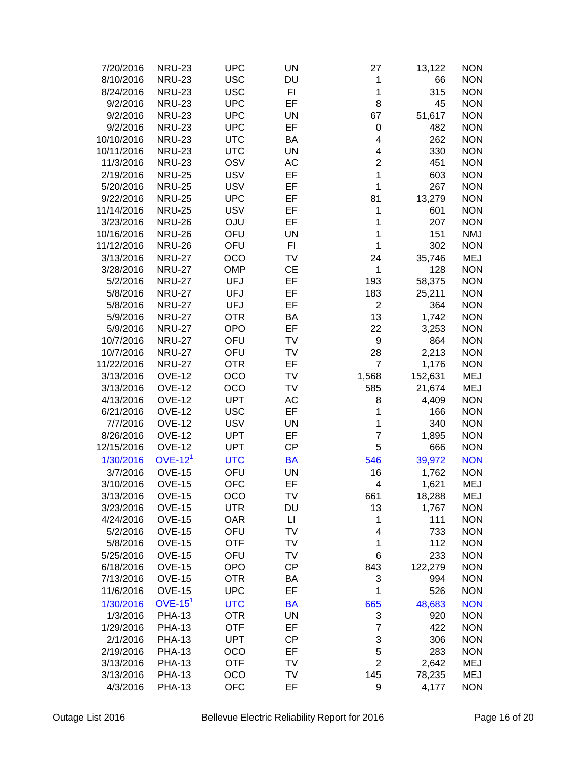| | | | | | | |
|---|---|---|---|---|---|---|
| 7/20/2016 | NRU-23 | UPC | UN | 27 | 13,122 | NON |
| 8/10/2016 | NRU-23 | USC | DU | 1 | 66 | NON |
| 8/24/2016 | NRU-23 | USC | FI | 1 | 315 | NON |
| 9/2/2016 | NRU-23 | UPC | EF | 8 | 45 | NON |
| 9/2/2016 | NRU-23 | UPC | UN | 67 | 51,617 | NON |
| 9/2/2016 | NRU-23 | UPC | EF | 0 | 482 | NON |
| 10/10/2016 | NRU-23 | UTC | BA | 4 | 262 | NON |
| 10/11/2016 | NRU-23 | UTC | UN | 4 | 330 | NON |
| 11/3/2016 | NRU-23 | OSV | AC | 2 | 451 | NON |
| 2/19/2016 | NRU-25 | USV | EF | 1 | 603 | NON |
| 5/20/2016 | NRU-25 | USV | EF | 1 | 267 | NON |
| 9/22/2016 | NRU-25 | UPC | EF | 81 | 13,279 | NON |
| 11/14/2016 | NRU-25 | USV | EF | 1 | 601 | NON |
| 3/23/2016 | NRU-26 | OJU | EF | 1 | 207 | NON |
| 10/16/2016 | NRU-26 | OFU | UN | 1 | 151 | NMJ |
| 11/12/2016 | NRU-26 | OFU | FI | 1 | 302 | NON |
| 3/13/2016 | NRU-27 | OCO | TV | 24 | 35,746 | MEJ |
| 3/28/2016 | NRU-27 | OMP | CE | 1 | 128 | NON |
| 5/2/2016 | NRU-27 | UFJ | EF | 193 | 58,375 | NON |
| 5/8/2016 | NRU-27 | UFJ | EF | 183 | 25,211 | NON |
| 5/8/2016 | NRU-27 | UFJ | EF | 2 | 364 | NON |
| 5/9/2016 | NRU-27 | OTR | BA | 13 | 1,742 | NON |
| 5/9/2016 | NRU-27 | OPO | EF | 22 | 3,253 | NON |
| 10/7/2016 | NRU-27 | OFU | TV | 9 | 864 | NON |
| 10/7/2016 | NRU-27 | OFU | TV | 28 | 2,213 | NON |
| 11/22/2016 | NRU-27 | OTR | EF | 7 | 1,176 | NON |
| 3/13/2016 | OVE-12 | OCO | TV | 1,568 | 152,631 | MEJ |
| 3/13/2016 | OVE-12 | OCO | TV | 585 | 21,674 | MEJ |
| 4/13/2016 | OVE-12 | UPT | AC | 8 | 4,409 | NON |
| 6/21/2016 | OVE-12 | USC | EF | 1 | 166 | NON |
| 7/7/2016 | OVE-12 | USV | UN | 1 | 340 | NON |
| 8/26/2016 | OVE-12 | UPT | EF | 7 | 1,895 | NON |
| 12/15/2016 | OVE-12 | UPT | CP | 5 | 666 | NON |
| 1/30/2016 | OVE-12[1] | UTC | BA | 546 | 39,972 | NON |
| 3/7/2016 | OVE-15 | OFU | UN | 16 | 1,762 | NON |
| 3/10/2016 | OVE-15 | OFC | EF | 4 | 1,621 | MEJ |
| 3/13/2016 | OVE-15 | OCO | TV | 661 | 18,288 | MEJ |
| 3/23/2016 | OVE-15 | UTR | DU | 13 | 1,767 | NON |
| 4/24/2016 | OVE-15 | OAR | LI | 1 | 111 | NON |
| 5/2/2016 | OVE-15 | OFU | TV | 4 | 733 | NON |
| 5/8/2016 | OVE-15 | OTF | TV | 1 | 112 | NON |
| 5/25/2016 | OVE-15 | OFU | TV | 6 | 233 | NON |
| 6/18/2016 | OVE-15 | OPO | CP | 843 | 122,279 | NON |
| 7/13/2016 | OVE-15 | OTR | BA | 3 | 994 | NON |
| 11/6/2016 | OVE-15 | UPC | EF | 1 | 526 | NON |
| 1/30/2016 | OVE-15[1] | UTC | BA | 665 | 48,683 | NON |
| 1/3/2016 | PHA-13 | OTR | UN | 3 | 920 | NON |
| 1/29/2016 | PHA-13 | OTF | EF | 7 | 422 | NON |
| 2/1/2016 | PHA-13 | UPT | CP | 3 | 306 | NON |
| 2/19/2016 | PHA-13 | OCO | EF | 5 | 283 | NON |
| 3/13/2016 | PHA-13 | OTF | TV | 2 | 2,642 | MEJ |
| 3/13/2016 | PHA-13 | OCO | TV | 145 | 78,235 | MEJ |
| 4/3/2016 | PHA-13 | OFC | EF | 9 | 4,177 | NON |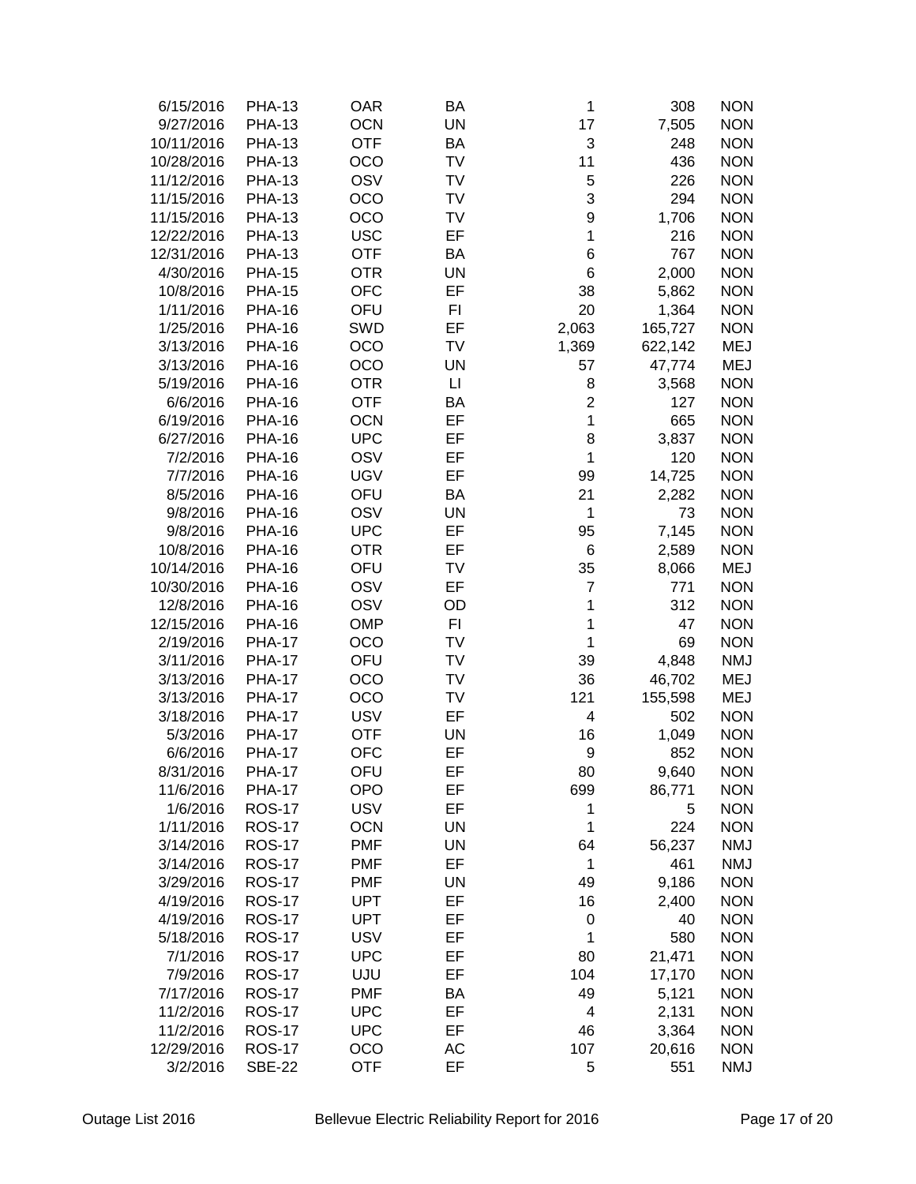| | | | | | | |
|---|---|---|---|---|---|---|
| 6/15/2016 | PHA-13 | OAR | BA | 1 | 308 | NON |
| 9/27/2016 | PHA-13 | OCN | UN | 17 | 7,505 | NON |
| 10/11/2016 | PHA-13 | OTF | BA | 3 | 248 | NON |
| 10/28/2016 | PHA-13 | OCO | TV | 11 | 436 | NON |
| 11/12/2016 | PHA-13 | OSV | TV | 5 | 226 | NON |
| 11/15/2016 | PHA-13 | OCO | TV | 3 | 294 | NON |
| 11/15/2016 | PHA-13 | OCO | TV | 9 | 1,706 | NON |
| 12/22/2016 | PHA-13 | USC | EF | 1 | 216 | NON |
| 12/31/2016 | PHA-13 | OTF | BA | 6 | 767 | NON |
| 4/30/2016 | PHA-15 | OTR | UN | 6 | 2,000 | NON |
| 10/8/2016 | PHA-15 | OFC | EF | 38 | 5,862 | NON |
| 1/11/2016 | PHA-16 | OFU | FI | 20 | 1,364 | NON |
| 1/25/2016 | PHA-16 | SWD | EF | 2,063 | 165,727 | NON |
| 3/13/2016 | PHA-16 | OCO | TV | 1,369 | 622,142 | MEJ |
| 3/13/2016 | PHA-16 | OCO | UN | 57 | 47,774 | MEJ |
| 5/19/2016 | PHA-16 | OTR | LI | 8 | 3,568 | NON |
| 6/6/2016 | PHA-16 | OTF | BA | 2 | 127 | NON |
| 6/19/2016 | PHA-16 | OCN | EF | 1 | 665 | NON |
| 6/27/2016 | PHA-16 | UPC | EF | 8 | 3,837 | NON |
| 7/2/2016 | PHA-16 | OSV | EF | 1 | 120 | NON |
| 7/7/2016 | PHA-16 | UGV | EF | 99 | 14,725 | NON |
| 8/5/2016 | PHA-16 | OFU | BA | 21 | 2,282 | NON |
| 9/8/2016 | PHA-16 | OSV | UN | 1 | 73 | NON |
| 9/8/2016 | PHA-16 | UPC | EF | 95 | 7,145 | NON |
| 10/8/2016 | PHA-16 | OTR | EF | 6 | 2,589 | NON |
| 10/14/2016 | PHA-16 | OFU | TV | 35 | 8,066 | MEJ |
| 10/30/2016 | PHA-16 | OSV | EF | 7 | 771 | NON |
| 12/8/2016 | PHA-16 | OSV | OD | 1 | 312 | NON |
| 12/15/2016 | PHA-16 | OMP | FI | 1 | 47 | NON |
| 2/19/2016 | PHA-17 | OCO | TV | 1 | 69 | NON |
| 3/11/2016 | PHA-17 | OFU | TV | 39 | 4,848 | NMJ |
| 3/13/2016 | PHA-17 | OCO | TV | 36 | 46,702 | MEJ |
| 3/13/2016 | PHA-17 | OCO | TV | 121 | 155,598 | MEJ |
| 3/18/2016 | PHA-17 | USV | EF | 4 | 502 | NON |
| 5/3/2016 | PHA-17 | OTF | UN | 16 | 1,049 | NON |
| 6/6/2016 | PHA-17 | OFC | EF | 9 | 852 | NON |
| 8/31/2016 | PHA-17 | OFU | EF | 80 | 9,640 | NON |
| 11/6/2016 | PHA-17 | OPO | EF | 699 | 86,771 | NON |
| 1/6/2016 | ROS-17 | USV | EF | 1 | 5 | NON |
| 1/11/2016 | ROS-17 | OCN | UN | 1 | 224 | NON |
| 3/14/2016 | ROS-17 | PMF | UN | 64 | 56,237 | NMJ |
| 3/14/2016 | ROS-17 | PMF | EF | 1 | 461 | NMJ |
| 3/29/2016 | ROS-17 | PMF | UN | 49 | 9,186 | NON |
| 4/19/2016 | ROS-17 | UPT | EF | 16 | 2,400 | NON |
| 4/19/2016 | ROS-17 | UPT | EF | 0 | 40 | NON |
| 5/18/2016 | ROS-17 | USV | EF | 1 | 580 | NON |
| 7/1/2016 | ROS-17 | UPC | EF | 80 | 21,471 | NON |
| 7/9/2016 | ROS-17 | UJU | EF | 104 | 17,170 | NON |
| 7/17/2016 | ROS-17 | PMF | BA | 49 | 5,121 | NON |
| 11/2/2016 | ROS-17 | UPC | EF | 4 | 2,131 | NON |
| 11/2/2016 | ROS-17 | UPC | EF | 46 | 3,364 | NON |
| 12/29/2016 | ROS-17 | OCO | AC | 107 | 20,616 | NON |
| 3/2/2016 | SBE-22 | OTF | EF | 5 | 551 | NMJ |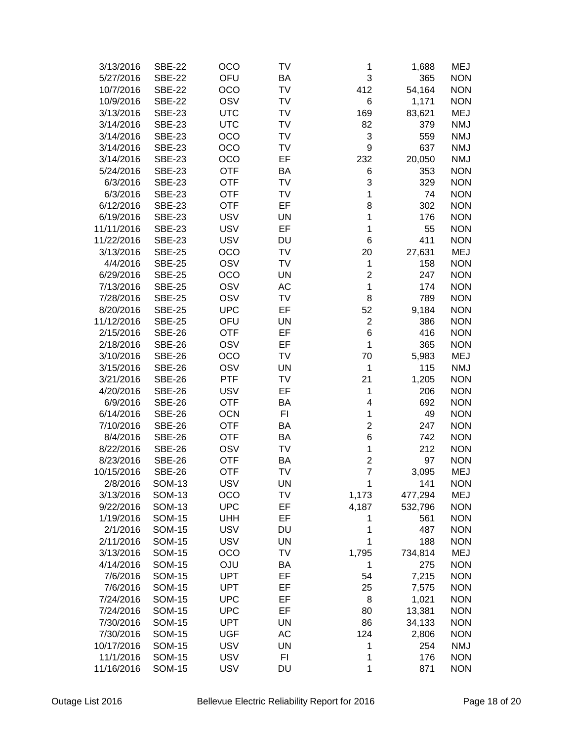| | | | | | | |
|---|---|---|---|---|---|---|
| 3/13/2016 | SBE-22 | OCO | TV | 1 | 1,688 | MEJ |
| 5/27/2016 | SBE-22 | OFU | BA | 3 | 365 | NON |
| 10/7/2016 | SBE-22 | OCO | TV | 412 | 54,164 | NON |
| 10/9/2016 | SBE-22 | OSV | TV | 6 | 1,171 | NON |
| 3/13/2016 | SBE-23 | UTC | TV | 169 | 83,621 | MEJ |
| 3/14/2016 | SBE-23 | UTC | TV | 82 | 379 | NMJ |
| 3/14/2016 | SBE-23 | OCO | TV | 3 | 559 | NMJ |
| 3/14/2016 | SBE-23 | OCO | TV | 9 | 637 | NMJ |
| 3/14/2016 | SBE-23 | OCO | EF | 232 | 20,050 | NMJ |
| 5/24/2016 | SBE-23 | OTF | BA | 6 | 353 | NON |
| 6/3/2016 | SBE-23 | OTF | TV | 3 | 329 | NON |
| 6/3/2016 | SBE-23 | OTF | TV | 1 | 74 | NON |
| 6/12/2016 | SBE-23 | OTF | EF | 8 | 302 | NON |
| 6/19/2016 | SBE-23 | USV | UN | 1 | 176 | NON |
| 11/11/2016 | SBE-23 | USV | EF | 1 | 55 | NON |
| 11/22/2016 | SBE-23 | USV | DU | 6 | 411 | NON |
| 3/13/2016 | SBE-25 | OCO | TV | 20 | 27,631 | MEJ |
| 4/4/2016 | SBE-25 | OSV | TV | 1 | 158 | NON |
| 6/29/2016 | SBE-25 | OCO | UN | 2 | 247 | NON |
| 7/13/2016 | SBE-25 | OSV | AC | 1 | 174 | NON |
| 7/28/2016 | SBE-25 | OSV | TV | 8 | 789 | NON |
| 8/20/2016 | SBE-25 | UPC | EF | 52 | 9,184 | NON |
| 11/12/2016 | SBE-25 | OFU | UN | 2 | 386 | NON |
| 2/15/2016 | SBE-26 | OTF | EF | 6 | 416 | NON |
| 2/18/2016 | SBE-26 | OSV | EF | 1 | 365 | NON |
| 3/10/2016 | SBE-26 | OCO | TV | 70 | 5,983 | MEJ |
| 3/15/2016 | SBE-26 | OSV | UN | 1 | 115 | NMJ |
| 3/21/2016 | SBE-26 | PTF | TV | 21 | 1,205 | NON |
| 4/20/2016 | SBE-26 | USV | EF | 1 | 206 | NON |
| 6/9/2016 | SBE-26 | OTF | BA | 4 | 692 | NON |
| 6/14/2016 | SBE-26 | OCN | FI | 1 | 49 | NON |
| 7/10/2016 | SBE-26 | OTF | BA | 2 | 247 | NON |
| 8/4/2016 | SBE-26 | OTF | BA | 6 | 742 | NON |
| 8/22/2016 | SBE-26 | OSV | TV | 1 | 212 | NON |
| 8/23/2016 | SBE-26 | OTF | BA | 2 | 97 | NON |
| 10/15/2016 | SBE-26 | OTF | TV | 7 | 3,095 | MEJ |
| 2/8/2016 | SOM-13 | USV | UN | 1 | 141 | NON |
| 3/13/2016 | SOM-13 | OCO | TV | 1,173 | 477,294 | MEJ |
| 9/22/2016 | SOM-13 | UPC | EF | 4,187 | 532,796 | NON |
| 1/19/2016 | SOM-15 | UHH | EF | 1 | 561 | NON |
| 2/1/2016 | SOM-15 | USV | DU | 1 | 487 | NON |
| 2/11/2016 | SOM-15 | USV | UN | 1 | 188 | NON |
| 3/13/2016 | SOM-15 | OCO | TV | 1,795 | 734,814 | MEJ |
| 4/14/2016 | SOM-15 | OJU | BA | 1 | 275 | NON |
| 7/6/2016 | SOM-15 | UPT | EF | 54 | 7,215 | NON |
| 7/6/2016 | SOM-15 | UPT | EF | 25 | 7,575 | NON |
| 7/24/2016 | SOM-15 | UPC | EF | 8 | 1,021 | NON |
| 7/24/2016 | SOM-15 | UPC | EF | 80 | 13,381 | NON |
| 7/30/2016 | SOM-15 | UPT | UN | 86 | 34,133 | NON |
| 7/30/2016 | SOM-15 | UGF | AC | 124 | 2,806 | NON |
| 10/17/2016 | SOM-15 | USV | UN | 1 | 254 | NMJ |
| 11/1/2016 | SOM-15 | USV | FI | 1 | 176 | NON |
| 11/16/2016 | SOM-15 | USV | DU | 1 | 871 | NON |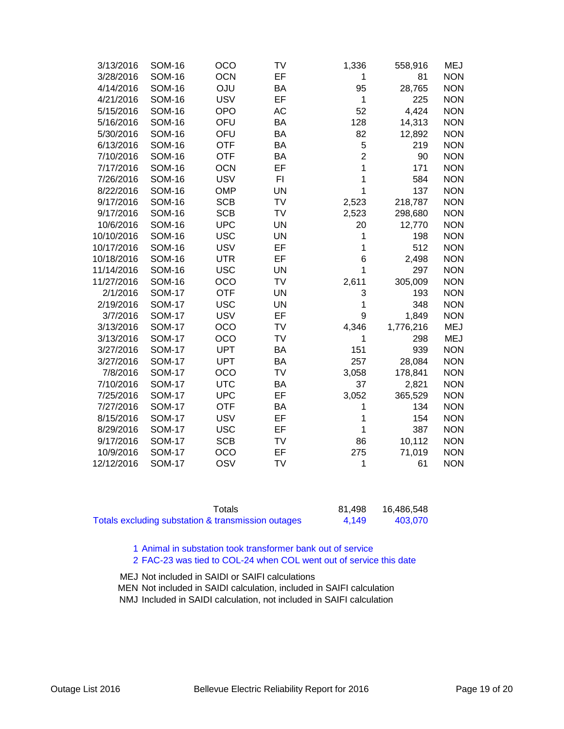| | | | | | | |
|---|---|---|---|---|---|---|
| 3/13/2016 | SOM-16 | OCO | TV | 1,336 | 558,916 | MEJ |
| 3/28/2016 | SOM-16 | OCN | EF | 1 | 81 | NON |
| 4/14/2016 | SOM-16 | OJU | BA | 95 | 28,765 | NON |
| 4/21/2016 | SOM-16 | USV | EF | 1 | 225 | NON |
| 5/15/2016 | SOM-16 | OPO | AC | 52 | 4,424 | NON |
| 5/16/2016 | SOM-16 | OFU | BA | 128 | 14,313 | NON |
| 5/30/2016 | SOM-16 | OFU | BA | 82 | 12,892 | NON |
| 6/13/2016 | SOM-16 | OTF | BA | 5 | 219 | NON |
| 7/10/2016 | SOM-16 | OTF | BA | 2 | 90 | NON |
| 7/17/2016 | SOM-16 | OCN | EF | 1 | 171 | NON |
| 7/26/2016 | SOM-16 | USV | FI | 1 | 584 | NON |
| 8/22/2016 | SOM-16 | OMP | UN | 1 | 137 | NON |
| 9/17/2016 | SOM-16 | SCB | TV | 2,523 | 218,787 | NON |
| 9/17/2016 | SOM-16 | SCB | TV | 2,523 | 298,680 | NON |
| 10/6/2016 | SOM-16 | UPC | UN | 20 | 12,770 | NON |
| 10/10/2016 | SOM-16 | USC | UN | 1 | 198 | NON |
| 10/17/2016 | SOM-16 | USV | EF | 1 | 512 | NON |
| 10/18/2016 | SOM-16 | UTR | EF | 6 | 2,498 | NON |
| 11/14/2016 | SOM-16 | USC | UN | 1 | 297 | NON |
| 11/27/2016 | SOM-16 | OCO | TV | 2,611 | 305,009 | NON |
| 2/1/2016 | SOM-17 | OTF | UN | 3 | 193 | NON |
| 2/19/2016 | SOM-17 | USC | UN | 1 | 348 | NON |
| 3/7/2016 | SOM-17 | USV | EF | 9 | 1,849 | NON |
| 3/13/2016 | SOM-17 | OCO | TV | 4,346 | 1,776,216 | MEJ |
| 3/13/2016 | SOM-17 | OCO | TV | 1 | 298 | MEJ |
| 3/27/2016 | SOM-17 | UPT | BA | 151 | 939 | NON |
| 3/27/2016 | SOM-17 | UPT | BA | 257 | 28,084 | NON |
| 7/8/2016 | SOM-17 | OCO | TV | 3,058 | 178,841 | NON |
| 7/10/2016 | SOM-17 | UTC | BA | 37 | 2,821 | NON |
| 7/25/2016 | SOM-17 | UPC | EF | 3,052 | 365,529 | NON |
| 7/27/2016 | SOM-17 | OTF | BA | 1 | 134 | NON |
| 8/15/2016 | SOM-17 | USV | EF | 1 | 154 | NON |
| 8/29/2016 | SOM-17 | USC | EF | 1 | 387 | NON |
| 9/17/2016 | SOM-17 | SCB | TV | 86 | 10,112 | NON |
| 10/9/2016 | SOM-17 | OCO | EF | 275 | 71,019 | NON |
| 12/12/2016 | SOM-17 | OSV | TV | 1 | 61 | NON |

| | | |
|---|---|---|
| Totals | 81,498 | 16,486,548 |
| Totals excluding substation & transmission outages | 4,149 | 403,070 |

1 Animal in substation took transformer bank out of service
2 FAC-23 was tied to COL-24 when COL went out of service this date

MEJ Not included in SAIDI or SAIFI calculations
MEN Not included in SAIDI calculation, included in SAIFI calculation
NMJ Included in SAIDI calculation, not included in SAIFI calculation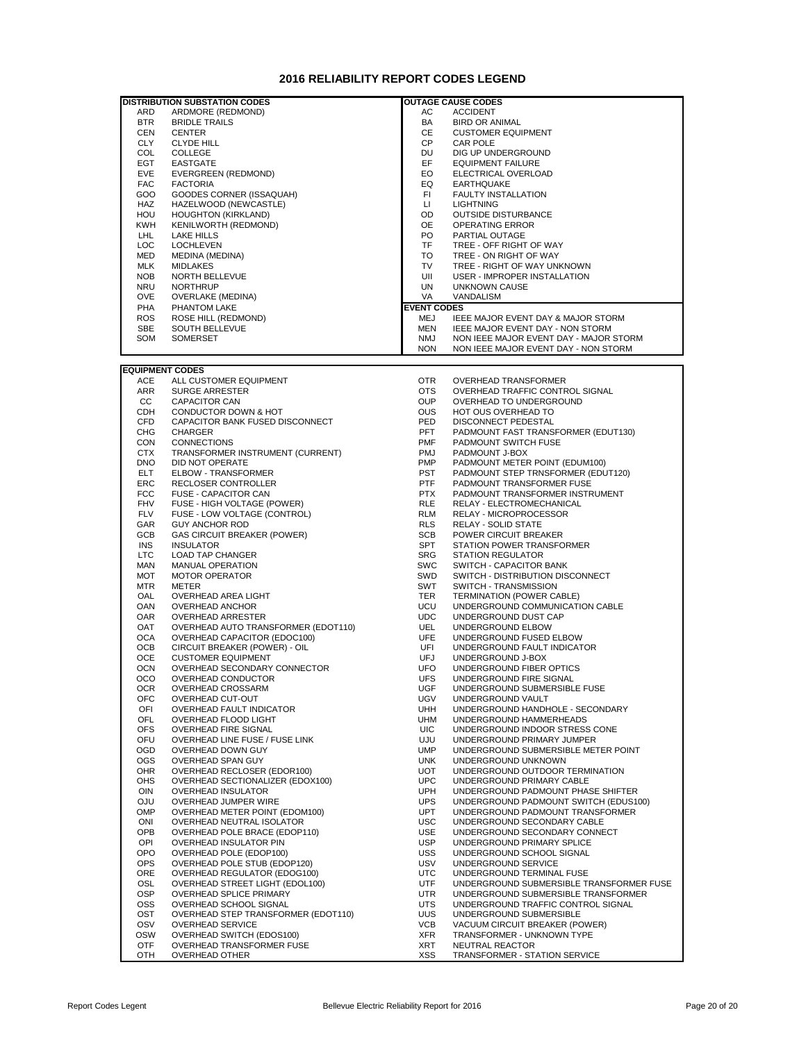# 2016 RELIABILITY REPORT CODES LEGEND

| DISTRIBUTION SUBSTATION CODES | | OUTAGE CAUSE CODES | |
|---|---|---|---|
| ARD | ARDMORE (REDMOND) | AC | ACCIDENT |
| BTR | BRIDLE TRAILS | BA | BIRD OR ANIMAL |
| CEN | CENTER | CE | CUSTOMER EQUIPMENT |
| CLY | CLYDE HILL | CP | CAR POLE |
| COL | COLLEGE | DU | DIG UP UNDERGROUND |
| EGT | EASTGATE | EF | EQUIPMENT FAILURE |
| EVE | EVERGREEN (REDMOND) | EO | ELECTRICAL OVERLOAD |
| FAC | FACTORIA | EQ | EARTHQUAKE |
| GOO | GOODES CORNER (ISSAQUAH) | FI | FAULTY INSTALLATION |
| HAZ | HAZELWOOD (NEWCASTLE) | LI | LIGHTNING |
| HOU | HOUGHTON (KIRKLAND) | OD | OUTSIDE DISTURBANCE |
| KWH | KENILWORTH (REDMOND) | OE | OPERATING ERROR |
| LHL | LAKE HILLS | PO | PARTIAL OUTAGE |
| LOC | LOCHLEVEN | TF | TREE - OFF RIGHT OF WAY |
| MED | MEDINA (MEDINA) | TO | TREE - ON RIGHT OF WAY |
| MLK | MIDLAKES | TV | TREE - RIGHT OF WAY UNKNOWN |
| NOB | NORTH BELLEVUE | UII | USER - IMPROPER INSTALLATION |
| NRU | NORTHRUP | UN | UNKNOWN CAUSE |
| OVE | OVERLAKE (MEDINA) | VA | VANDALISM |
| PHA | PHANTOM LAKE | **EVENT CODES** | |
| ROS | ROSE HILL (REDMOND) | MEJ | IEEE MAJOR EVENT DAY & MAJOR STORM |
| SBE | SOUTH BELLEVUE | MEN | IEEE MAJOR EVENT DAY - NON STORM |
| SOM | SOMERSET | NMJ | NON IEEE MAJOR EVENT DAY - MAJOR STORM |
| | | NON | NON IEEE MAJOR EVENT DAY - NON STORM |

| EQUIPMENT CODES | | | |
|---|---|---|---|
| ACE | ALL CUSTOMER EQUIPMENT | OTR | OVERHEAD TRANSFORMER |
| ARR | SURGE ARRESTER | OTS | OVERHEAD TRAFFIC CONTROL SIGNAL |
| CC | CAPACITOR CAN | OUP | OVERHEAD TO UNDERGROUND |
| CDH | CONDUCTOR DOWN & HOT | OUS | HOT OUS OVERHEAD TO |
| CFD | CAPACITOR BANK FUSED DISCONNECT | PED | DISCONNECT PEDESTAL |
| CHG | CHARGER | PFT | PADMOUNT FAST TRANSFORMER (EDUT130) |
| CON | CONNECTIONS | PMF | PADMOUNT SWITCH FUSE |
| CTX | TRANSFORMER INSTRUMENT (CURRENT) | PMJ | PADMOUNT J-BOX |
| DNO | DID NOT OPERATE | PMP | PADMOUNT METER POINT (EDUM100) |
| ELT | ELBOW - TRANSFORMER | PST | PADMOUNT STEP TRNSFORMER (EDUT120) |
| ERC | RECLOSER CONTROLLER | PTF | PADMOUNT TRANSFORMER FUSE |
| FCC | FUSE - CAPACITOR CAN | PTX | PADMOUNT TRANSFORMER INSTRUMENT |
| FHV | FUSE - HIGH VOLTAGE (POWER) | RLE | RELAY - ELECTROMECHANICAL |
| FLV | FUSE - LOW VOLTAGE (CONTROL) | RLM | RELAY - MICROPROCESSOR |
| GAR | GUY ANCHOR ROD | RLS | RELAY - SOLID STATE |
| GCB | GAS CIRCUIT BREAKER (POWER) | SCB | POWER CIRCUIT BREAKER |
| INS | INSULATOR | SPT | STATION POWER TRANSFORMER |
| LTC | LOAD TAP CHANGER | SRG | STATION REGULATOR |
| MAN | MANUAL OPERATION | SWC | SWITCH - CAPACITOR BANK |
| MOT | MOTOR OPERATOR | SWD | SWITCH - DISTRIBUTION DISCONNECT |
| MTR | METER | SWT | SWITCH - TRANSMISSION |
| OAL | OVERHEAD AREA LIGHT | TER | TERMINATION (POWER CABLE) |
| OAN | OVERHEAD ANCHOR | UCU | UNDERGROUND COMMUNICATION CABLE |
| OAR | OVERHEAD ARRESTER | UDC | UNDERGROUND DUST CAP |
| OAT | OVERHEAD AUTO TRANSFORMER (EDOT110) | UEL | UNDERGROUND ELBOW |
| OCA | OVERHEAD CAPACITOR (EDOC100) | UFE | UNDERGROUND FUSED ELBOW |
| OCB | CIRCUIT BREAKER (POWER) - OIL | UFI | UNDERGROUND FAULT INDICATOR |
| OCE | CUSTOMER EQUIPMENT | UFJ | UNDERGROUND J-BOX |
| OCN | OVERHEAD SECONDARY CONNECTOR | UFO | UNDERGROUND FIBER OPTICS |
| OCO | OVERHEAD CONDUCTOR | UFS | UNDERGROUND FIRE SIGNAL |
| OCR | OVERHEAD CROSSARM | UGF | UNDERGROUND SUBMERSIBLE FUSE |
| OFC | OVERHEAD CUT-OUT | UGV | UNDERGROUND VAULT |
| OFI | OVERHEAD FAULT INDICATOR | UHH | UNDERGROUND HANDHOLE - SECONDARY |
| OFL | OVERHEAD FLOOD LIGHT | UHM | UNDERGROUND HAMMERHEADS |
| OFS | OVERHEAD FIRE SIGNAL | UIC | UNDERGROUND INDOOR STRESS CONE |
| OFU | OVERHEAD LINE FUSE / FUSE LINK | UJU | UNDERGROUND PRIMARY JUMPER |
| OGD | OVERHEAD DOWN GUY | UMP | UNDERGROUND SUBMERSIBLE METER POINT |
| OGS | OVERHEAD SPAN GUY | UNK | UNDERGROUND UNKNOWN |
| OHR | OVERHEAD RECLOSER (EDOR100) | UOT | UNDERGROUND OUTDOOR TERMINATION |
| OHS | OVERHEAD SECTIONALIZER (EDOX100) | UPC | UNDERGROUND PRIMARY CABLE |
| OIN | OVERHEAD INSULATOR | UPH | UNDERGROUND PADMOUNT PHASE SHIFTER |
| OJU | OVERHEAD JUMPER WIRE | UPS | UNDERGROUND PADMOUNT SWITCH (EDUS100) |
| OMP | OVERHEAD METER POINT (EDOM100) | UPT | UNDERGROUND PADMOUNT TRANSFORMER |
| ONI | OVERHEAD NEUTRAL ISOLATOR | USC | UNDERGROUND SECONDARY CABLE |
| OPB | OVERHEAD POLE BRACE (EDOP110) | USE | UNDERGROUND SECONDARY CONNECT |
| OPI | OVERHEAD INSULATOR PIN | USP | UNDERGROUND PRIMARY SPLICE |
| OPO | OVERHEAD POLE (EDOP100) | USS | UNDERGROUND SCHOOL SIGNAL |
| OPS | OVERHEAD POLE STUB (EDOP120) | USV | UNDERGROUND SERVICE |
| ORE | OVERHEAD REGULATOR (EDOG100) | UTC | UNDERGROUND TERMINAL FUSE |
| OSL | OVERHEAD STREET LIGHT (EDOL100) | UTF | UNDERGROUND SUBMERSIBLE TRANSFORMER FUSE |
| OSP | OVERHEAD SPLICE PRIMARY | UTR | UNDERGROUND SUBMERSIBLE TRANSFORMER |
| OSS | OVERHEAD SCHOOL SIGNAL | UTS | UNDERGROUND TRAFFIC CONTROL SIGNAL |
| OST | OVERHEAD STEP TRANSFORMER (EDOT110) | UUS | UNDERGROUND SUBMERSIBLE |
| OSV | OVERHEAD SERVICE | VCB | VACUUM CIRCUIT BREAKER (POWER) |
| OSW | OVERHEAD SWITCH (EDOS100) | XFR | TRANSFORMER - UNKNOWN TYPE |
| OTF | OVERHEAD TRANSFORMER FUSE | XRT | NEUTRAL REACTOR |
| OTH | OVERHEAD OTHER | XSS | TRANSFORMER - STATION SERVICE |